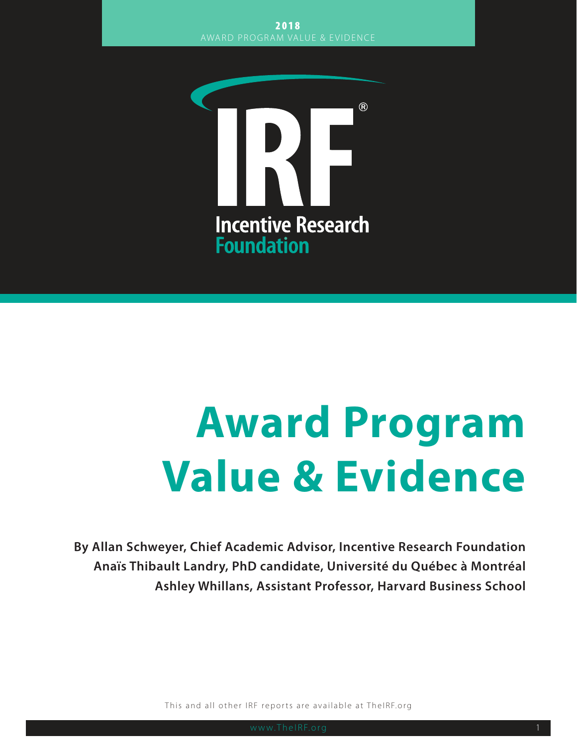**2018**
AWARD PROGRAM VALUE & EVIDENCE

Incentive Research Foundation

# Award Program Value & Evidence

**By Allan Schweyer, Chief Academic Advisor, Incentive Research Foundation**
**Anaïs Thibault Landry, PhD candidate, Université du Québec à Montréal**
**Ashley Whillans, Assistant Professor, Harvard Business School**

This and all other IRF reports are available at TheIRF.org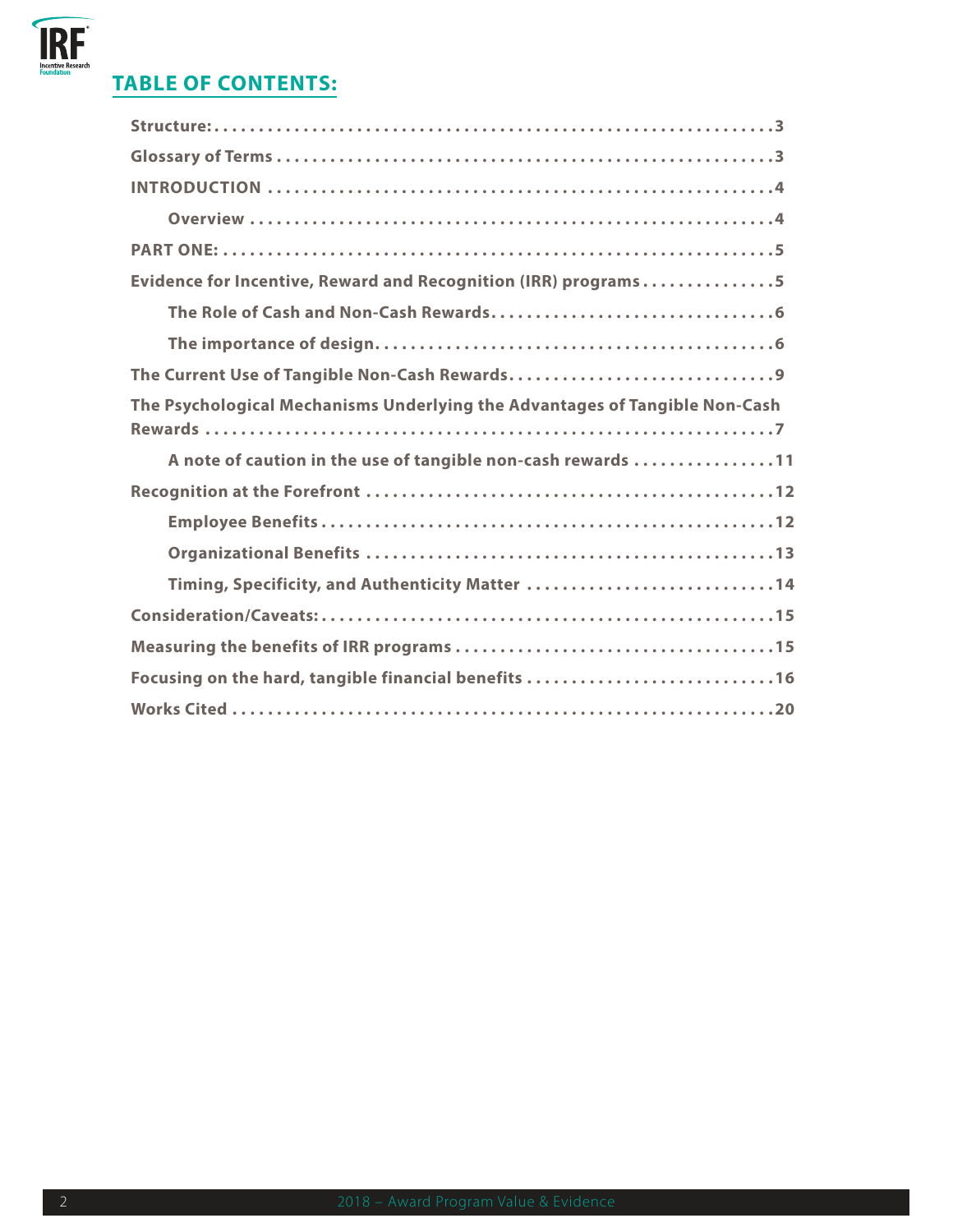## TABLE OF CONTENTS:

- **Structure:** 3
- **Glossary of Terms** 3
- **INTRODUCTION** 4
  - **Overview** 4
- **PART ONE:** 5
- **Evidence for Incentive, Reward and Recognition (IRR) programs** 5
  - **The Role of Cash and Non-Cash Rewards** 6
  - **The importance of design** 6
- **The Current Use of Tangible Non-Cash Rewards** 9
- **The Psychological Mechanisms Underlying the Advantages of Tangible Non-Cash Rewards** 7
  - **A note of caution in the use of tangible non-cash rewards** 11
- **Recognition at the Forefront** 12
  - **Employee Benefits** 12
  - **Organizational Benefits** 13
  - **Timing, Specificity, and Authenticity Matter** 14
- **Consideration/Caveats:** 15
- **Measuring the benefits of IRR programs** 15
- **Focusing on the hard, tangible financial benefits** 16
- **Works Cited** 20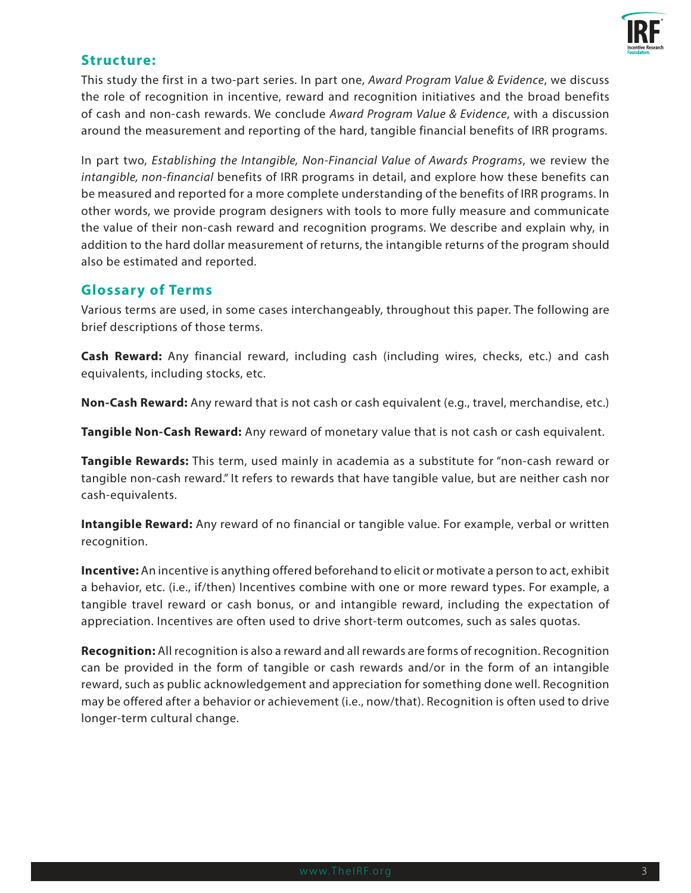## Structure:

This study the first in a two-part series. In part one, *Award Program Value & Evidence*, we discuss the role of recognition in incentive, reward and recognition initiatives and the broad benefits of cash and non-cash rewards. We conclude *Award Program Value & Evidence*, with a discussion around the measurement and reporting of the hard, tangible financial benefits of IRR programs.

In part two, *Establishing the Intangible, Non-Financial Value of Awards Programs*, we review the *intangible, non-financial* benefits of IRR programs in detail, and explore how these benefits can be measured and reported for a more complete understanding of the benefits of IRR programs. In other words, we provide program designers with tools to more fully measure and communicate the value of their non-cash reward and recognition programs. We describe and explain why, in addition to the hard dollar measurement of returns, the intangible returns of the program should also be estimated and reported.

## Glossary of Terms

Various terms are used, in some cases interchangeably, throughout this paper. The following are brief descriptions of those terms.

**Cash Reward:** Any financial reward, including cash (including wires, checks, etc.) and cash equivalents, including stocks, etc.

**Non-Cash Reward:** Any reward that is not cash or cash equivalent (e.g., travel, merchandise, etc.)

**Tangible Non-Cash Reward:** Any reward of monetary value that is not cash or cash equivalent.

**Tangible Rewards:** This term, used mainly in academia as a substitute for "non-cash reward or tangible non-cash reward." It refers to rewards that have tangible value, but are neither cash nor cash-equivalents.

**Intangible Reward:** Any reward of no financial or tangible value. For example, verbal or written recognition.

**Incentive:** An incentive is anything offered beforehand to elicit or motivate a person to act, exhibit a behavior, etc. (i.e., if/then) Incentives combine with one or more reward types. For example, a tangible travel reward or cash bonus, or and intangible reward, including the expectation of appreciation. Incentives are often used to drive short-term outcomes, such as sales quotas.

**Recognition:** All recognition is also a reward and all rewards are forms of recognition. Recognition can be provided in the form of tangible or cash rewards and/or in the form of an intangible reward, such as public acknowledgement and appreciation for something done well. Recognition may be offered after a behavior or achievement (i.e., now/that). Recognition is often used to drive longer-term cultural change.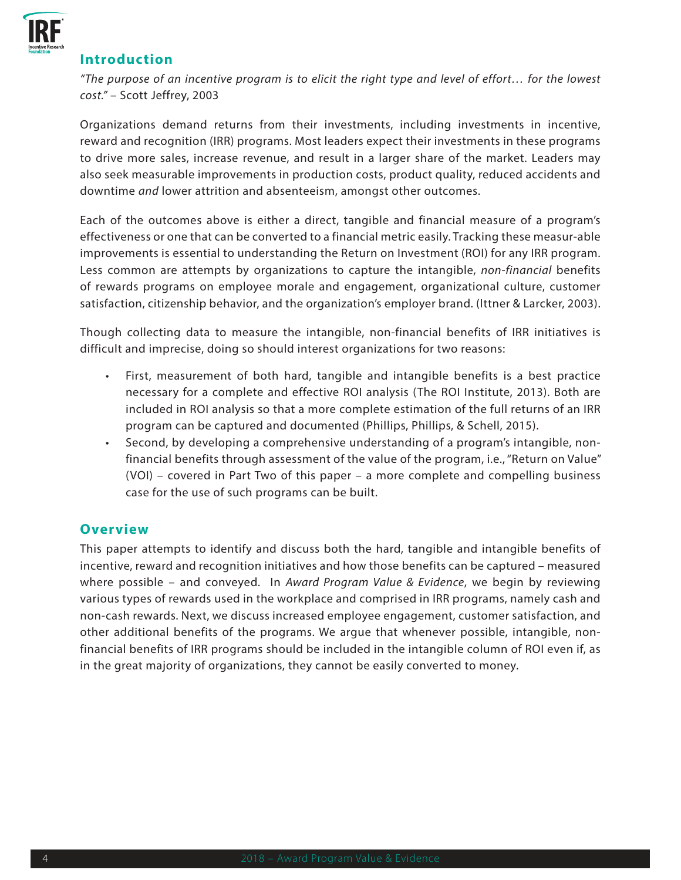## Introduction

*"The purpose of an incentive program is to elicit the right type and level of effort… for the lowest cost."* – Scott Jeffrey, 2003

Organizations demand returns from their investments, including investments in incentive, reward and recognition (IRR) programs. Most leaders expect their investments in these programs to drive more sales, increase revenue, and result in a larger share of the market. Leaders may also seek measurable improvements in production costs, product quality, reduced accidents and downtime *and* lower attrition and absenteeism, amongst other outcomes.

Each of the outcomes above is either a direct, tangible and financial measure of a program's effectiveness or one that can be converted to a financial metric easily. Tracking these measur-able improvements is essential to understanding the Return on Investment (ROI) for any IRR program. Less common are attempts by organizations to capture the intangible, *non-financial* benefits of rewards programs on employee morale and engagement, organizational culture, customer satisfaction, citizenship behavior, and the organization's employer brand. (Ittner & Larcker, 2003).

Though collecting data to measure the intangible, non-financial benefits of IRR initiatives is difficult and imprecise, doing so should interest organizations for two reasons:

- First, measurement of both hard, tangible and intangible benefits is a best practice necessary for a complete and effective ROI analysis (The ROI Institute, 2013). Both are included in ROI analysis so that a more complete estimation of the full returns of an IRR program can be captured and documented (Phillips, Phillips, & Schell, 2015).
- Second, by developing a comprehensive understanding of a program's intangible, non-financial benefits through assessment of the value of the program, i.e., "Return on Value" (VOI) – covered in Part Two of this paper – a more complete and compelling business case for the use of such programs can be built.

## Overview

This paper attempts to identify and discuss both the hard, tangible and intangible benefits of incentive, reward and recognition initiatives and how those benefits can be captured – measured where possible – and conveyed. In *Award Program Value & Evidence*, we begin by reviewing various types of rewards used in the workplace and comprised in IRR programs, namely cash and non-cash rewards. Next, we discuss increased employee engagement, customer satisfaction, and other additional benefits of the programs. We argue that whenever possible, intangible, non-financial benefits of IRR programs should be included in the intangible column of ROI even if, as in the great majority of organizations, they cannot be easily converted to money.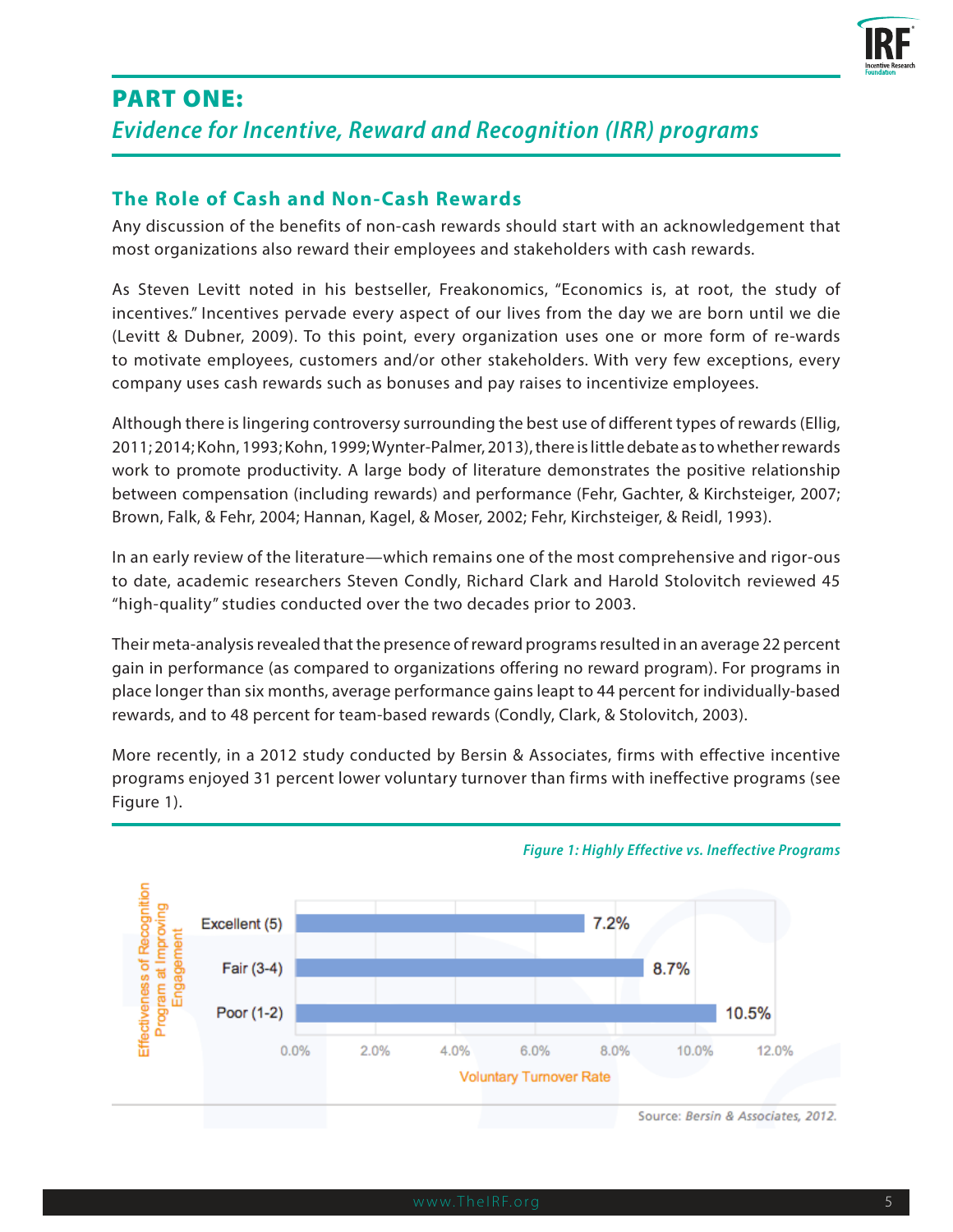## PART ONE:

### *Evidence for Incentive, Reward and Recognition (IRR) programs*

### The Role of Cash and Non-Cash Rewards

Any discussion of the benefits of non-cash rewards should start with an acknowledgement that most organizations also reward their employees and stakeholders with cash rewards.

As Steven Levitt noted in his bestseller, Freakonomics, "Economics is, at root, the study of incentives." Incentives pervade every aspect of our lives from the day we are born until we die (Levitt & Dubner, 2009). To this point, every organization uses one or more form of re-wards to motivate employees, customers and/or other stakeholders. With very few exceptions, every company uses cash rewards such as bonuses and pay raises to incentivize employees.

Although there is lingering controversy surrounding the best use of different types of rewards (Ellig, 2011; 2014; Kohn, 1993; Kohn, 1999; Wynter-Palmer, 2013), there is little debate as to whether rewards work to promote productivity. A large body of literature demonstrates the positive relationship between compensation (including rewards) and performance (Fehr, Gachter, & Kirchsteiger, 2007; Brown, Falk, & Fehr, 2004; Hannan, Kagel, & Moser, 2002; Fehr, Kirchsteiger, & Reidl, 1993).

In an early review of the literature—which remains one of the most comprehensive and rigor-ous to date, academic researchers Steven Condly, Richard Clark and Harold Stolovitch reviewed 45 "high-quality" studies conducted over the two decades prior to 2003.

Their meta-analysis revealed that the presence of reward programs resulted in an average 22 percent gain in performance (as compared to organizations offering no reward program). For programs in place longer than six months, average performance gains leapt to 44 percent for individually-based rewards, and to 48 percent for team-based rewards (Condly, Clark, & Stolovitch, 2003).

More recently, in a 2012 study conducted by Bersin & Associates, firms with effective incentive programs enjoyed 31 percent lower voluntary turnover than firms with ineffective programs (see Figure 1).

*Figure 1: Highly Effective vs. Ineffective Programs*

| Effectiveness of Recognition Program at Improving Engagement | Voluntary Turnover Rate |
| --- | --- |
| Excellent (5) | 7.2% |
| Fair (3-4) | 8.7% |
| Poor (1-2) | 10.5% |

Source: *Bersin & Associates, 2012.*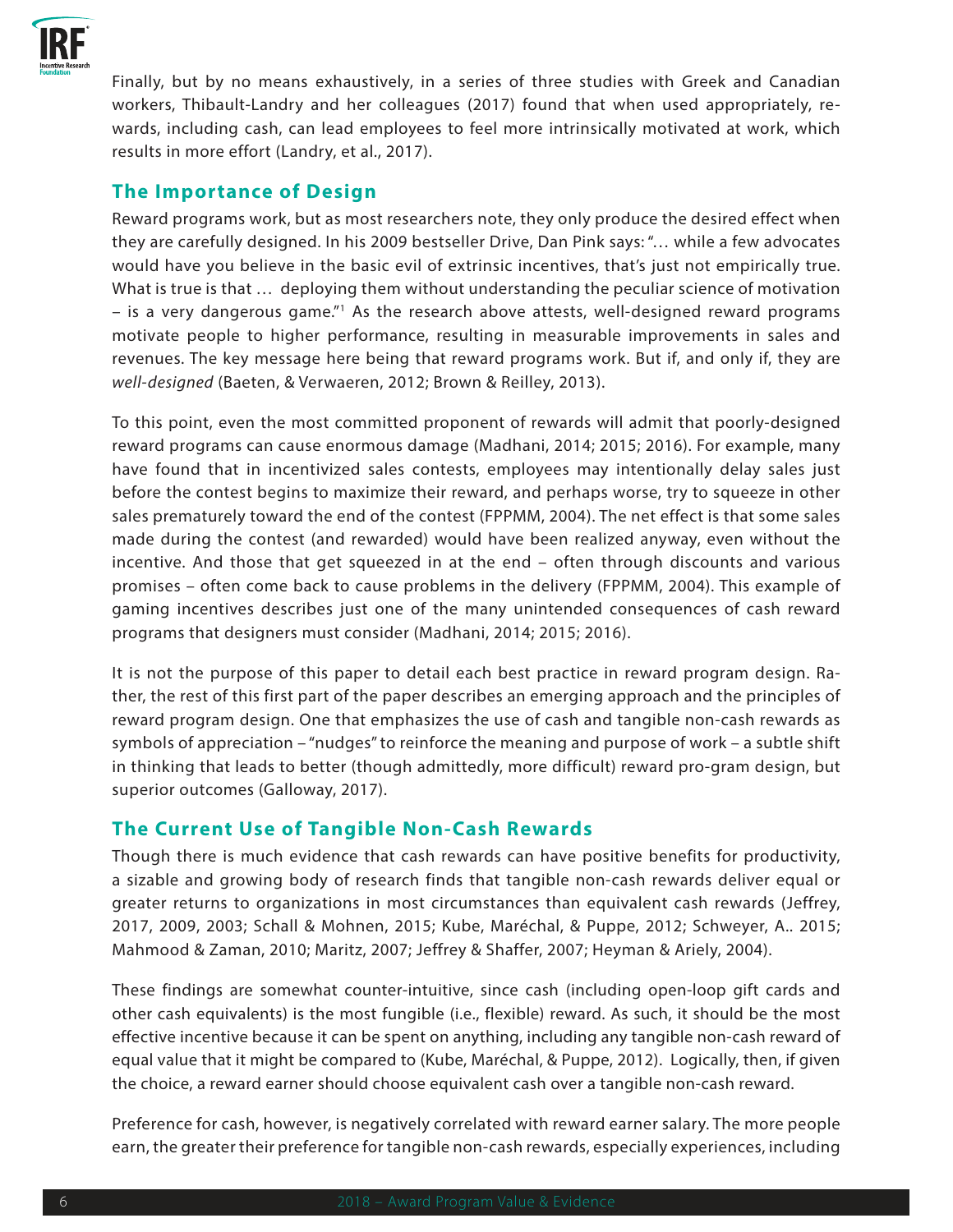Finally, but by no means exhaustively, in a series of three studies with Greek and Canadian workers, Thibault-Landry and her colleagues (2017) found that when used appropriately, rewards, including cash, can lead employees to feel more intrinsically motivated at work, which results in more effort (Landry, et al., 2017).

## The Importance of Design

Reward programs work, but as most researchers note, they only produce the desired effect when they are carefully designed. In his 2009 bestseller Drive, Dan Pink says: "… while a few advocates would have you believe in the basic evil of extrinsic incentives, that's just not empirically true. What is true is that … deploying them without understanding the peculiar science of motivation – is a very dangerous game."[1] As the research above attests, well-designed reward programs motivate people to higher performance, resulting in measurable improvements in sales and revenues. The key message here being that reward programs work. But if, and only if, they are *well-designed* (Baeten, & Verwaeren, 2012; Brown & Reilley, 2013).

To this point, even the most committed proponent of rewards will admit that poorly-designed reward programs can cause enormous damage (Madhani, 2014; 2015; 2016). For example, many have found that in incentivized sales contests, employees may intentionally delay sales just before the contest begins to maximize their reward, and perhaps worse, try to squeeze in other sales prematurely toward the end of the contest (FPPMM, 2004). The net effect is that some sales made during the contest (and rewarded) would have been realized anyway, even without the incentive. And those that get squeezed in at the end – often through discounts and various promises – often come back to cause problems in the delivery (FPPMM, 2004). This example of gaming incentives describes just one of the many unintended consequences of cash reward programs that designers must consider (Madhani, 2014; 2015; 2016).

It is not the purpose of this paper to detail each best practice in reward program design. Rather, the rest of this first part of the paper describes an emerging approach and the principles of reward program design. One that emphasizes the use of cash and tangible non-cash rewards as symbols of appreciation – "nudges" to reinforce the meaning and purpose of work – a subtle shift in thinking that leads to better (though admittedly, more difficult) reward pro-gram design, but superior outcomes (Galloway, 2017).

## The Current Use of Tangible Non-Cash Rewards

Though there is much evidence that cash rewards can have positive benefits for productivity, a sizable and growing body of research finds that tangible non-cash rewards deliver equal or greater returns to organizations in most circumstances than equivalent cash rewards (Jeffrey, 2017, 2009, 2003; Schall & Mohnen, 2015; Kube, Maréchal, & Puppe, 2012; Schweyer, A.. 2015; Mahmood & Zaman, 2010; Maritz, 2007; Jeffrey & Shaffer, 2007; Heyman & Ariely, 2004).

These findings are somewhat counter-intuitive, since cash (including open-loop gift cards and other cash equivalents) is the most fungible (i.e., flexible) reward. As such, it should be the most effective incentive because it can be spent on anything, including any tangible non-cash reward of equal value that it might be compared to (Kube, Maréchal, & Puppe, 2012). Logically, then, if given the choice, a reward earner should choose equivalent cash over a tangible non-cash reward.

Preference for cash, however, is negatively correlated with reward earner salary. The more people earn, the greater their preference for tangible non-cash rewards, especially experiences, including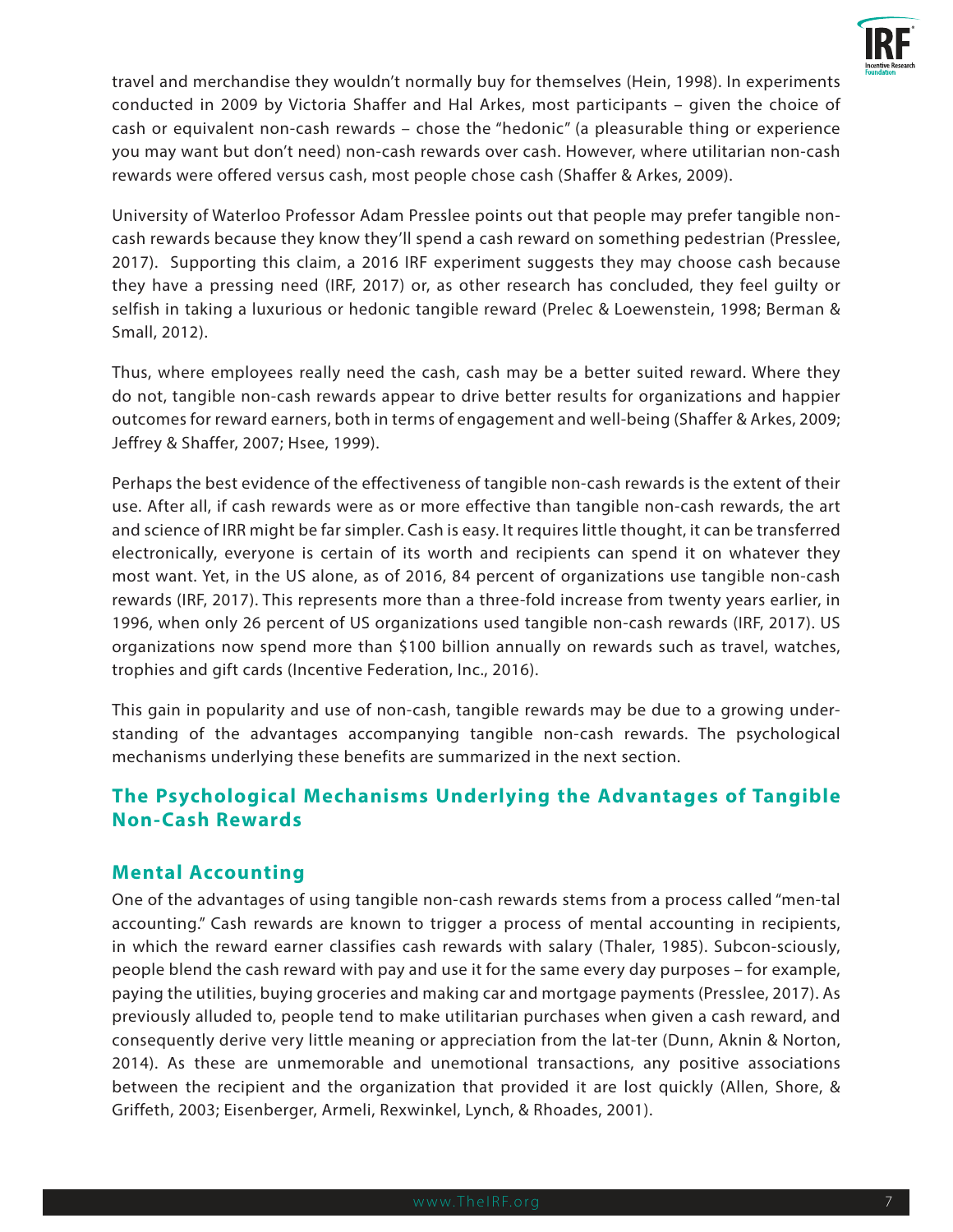travel and merchandise they wouldn't normally buy for themselves (Hein, 1998). In experiments conducted in 2009 by Victoria Shaffer and Hal Arkes, most participants – given the choice of cash or equivalent non-cash rewards – chose the "hedonic" (a pleasurable thing or experience you may want but don't need) non-cash rewards over cash. However, where utilitarian non-cash rewards were offered versus cash, most people chose cash (Shaffer & Arkes, 2009).

University of Waterloo Professor Adam Presslee points out that people may prefer tangible non-cash rewards because they know they'll spend a cash reward on something pedestrian (Presslee, 2017). Supporting this claim, a 2016 IRF experiment suggests they may choose cash because they have a pressing need (IRF, 2017) or, as other research has concluded, they feel guilty or selfish in taking a luxurious or hedonic tangible reward (Prelec & Loewenstein, 1998; Berman & Small, 2012).

Thus, where employees really need the cash, cash may be a better suited reward. Where they do not, tangible non-cash rewards appear to drive better results for organizations and happier outcomes for reward earners, both in terms of engagement and well-being (Shaffer & Arkes, 2009; Jeffrey & Shaffer, 2007; Hsee, 1999).

Perhaps the best evidence of the effectiveness of tangible non-cash rewards is the extent of their use. After all, if cash rewards were as or more effective than tangible non-cash rewards, the art and science of IRR might be far simpler. Cash is easy. It requires little thought, it can be transferred electronically, everyone is certain of its worth and recipients can spend it on whatever they most want. Yet, in the US alone, as of 2016, 84 percent of organizations use tangible non-cash rewards (IRF, 2017). This represents more than a three-fold increase from twenty years earlier, in 1996, when only 26 percent of US organizations used tangible non-cash rewards (IRF, 2017). US organizations now spend more than $100 billion annually on rewards such as travel, watches, trophies and gift cards (Incentive Federation, Inc., 2016).

This gain in popularity and use of non-cash, tangible rewards may be due to a growing understanding of the advantages accompanying tangible non-cash rewards. The psychological mechanisms underlying these benefits are summarized in the next section.

## The Psychological Mechanisms Underlying the Advantages of Tangible Non-Cash Rewards

### Mental Accounting

One of the advantages of using tangible non-cash rewards stems from a process called "men-tal accounting." Cash rewards are known to trigger a process of mental accounting in recipients, in which the reward earner classifies cash rewards with salary (Thaler, 1985). Subcon-sciously, people blend the cash reward with pay and use it for the same every day purposes – for example, paying the utilities, buying groceries and making car and mortgage payments (Presslee, 2017). As previously alluded to, people tend to make utilitarian purchases when given a cash reward, and consequently derive very little meaning or appreciation from the lat-ter (Dunn, Aknin & Norton, 2014). As these are unmemorable and unemotional transactions, any positive associations between the recipient and the organization that provided it are lost quickly (Allen, Shore, & Griffeth, 2003; Eisenberger, Armeli, Rexwinkel, Lynch, & Rhoades, 2001).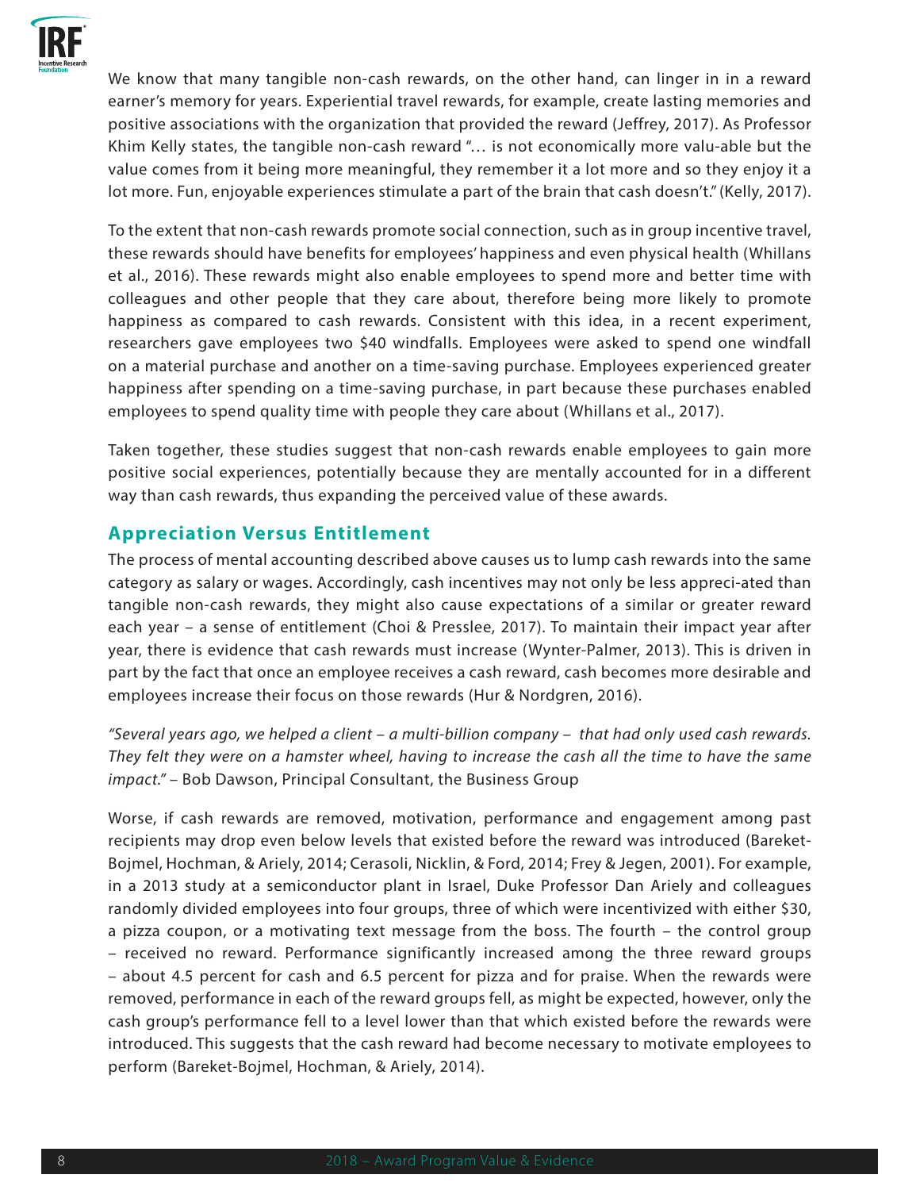We know that many tangible non-cash rewards, on the other hand, can linger in in a reward earner's memory for years. Experiential travel rewards, for example, create lasting memories and positive associations with the organization that provided the reward (Jeffrey, 2017). As Professor Khim Kelly states, the tangible non-cash reward "… is not economically more valu-able but the value comes from it being more meaningful, they remember it a lot more and so they enjoy it a lot more. Fun, enjoyable experiences stimulate a part of the brain that cash doesn't." (Kelly, 2017).

To the extent that non-cash rewards promote social connection, such as in group incentive travel, these rewards should have benefits for employees' happiness and even physical health (Whillans et al., 2016). These rewards might also enable employees to spend more and better time with colleagues and other people that they care about, therefore being more likely to promote happiness as compared to cash rewards. Consistent with this idea, in a recent experiment, researchers gave employees two $40 windfalls. Employees were asked to spend one windfall on a material purchase and another on a time-saving purchase. Employees experienced greater happiness after spending on a time-saving purchase, in part because these purchases enabled employees to spend quality time with people they care about (Whillans et al., 2017).

Taken together, these studies suggest that non-cash rewards enable employees to gain more positive social experiences, potentially because they are mentally accounted for in a different way than cash rewards, thus expanding the perceived value of these awards.

## Appreciation Versus Entitlement

The process of mental accounting described above causes us to lump cash rewards into the same category as salary or wages. Accordingly, cash incentives may not only be less appreci-ated than tangible non-cash rewards, they might also cause expectations of a similar or greater reward each year – a sense of entitlement (Choi & Presslee, 2017). To maintain their impact year after year, there is evidence that cash rewards must increase (Wynter-Palmer, 2013). This is driven in part by the fact that once an employee receives a cash reward, cash becomes more desirable and employees increase their focus on those rewards (Hur & Nordgren, 2016).

*"Several years ago, we helped a client – a multi-billion company – that had only used cash rewards. They felt they were on a hamster wheel, having to increase the cash all the time to have the same impact."* – Bob Dawson, Principal Consultant, the Business Group

Worse, if cash rewards are removed, motivation, performance and engagement among past recipients may drop even below levels that existed before the reward was introduced (Bareket-Bojmel, Hochman, & Ariely, 2014; Cerasoli, Nicklin, & Ford, 2014; Frey & Jegen, 2001). For example, in a 2013 study at a semiconductor plant in Israel, Duke Professor Dan Ariely and colleagues randomly divided employees into four groups, three of which were incentivized with either $30, a pizza coupon, or a motivating text message from the boss. The fourth – the control group – received no reward. Performance significantly increased among the three reward groups – about 4.5 percent for cash and 6.5 percent for pizza and for praise. When the rewards were removed, performance in each of the reward groups fell, as might be expected, however, only the cash group's performance fell to a level lower than that which existed before the rewards were introduced. This suggests that the cash reward had become necessary to motivate employees to perform (Bareket-Bojmel, Hochman, & Ariely, 2014).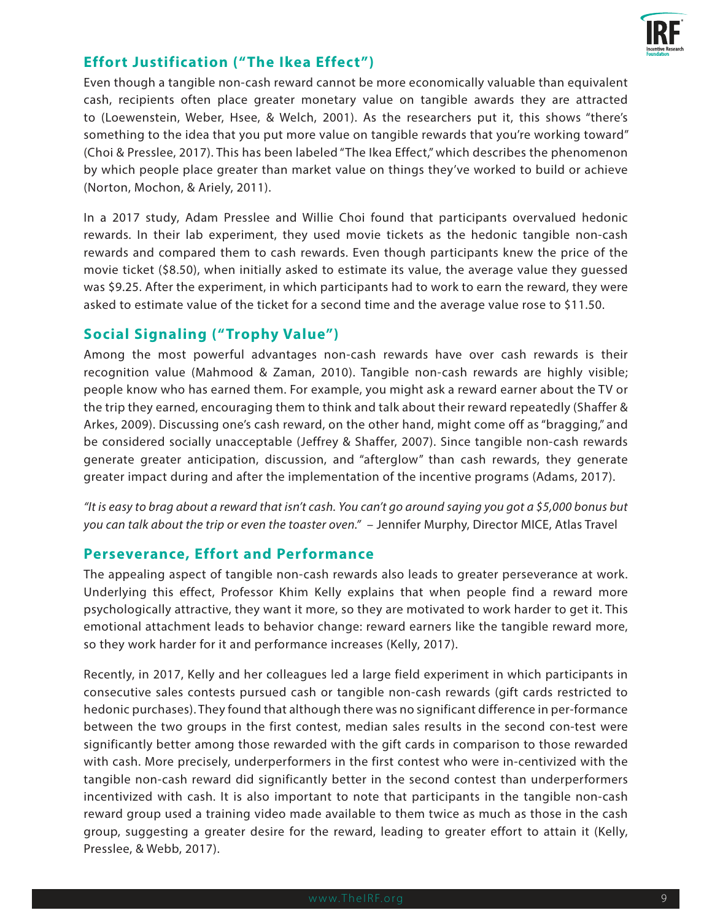## Effort Justification ("The Ikea Effect")

Even though a tangible non-cash reward cannot be more economically valuable than equivalent cash, recipients often place greater monetary value on tangible awards they are attracted to (Loewenstein, Weber, Hsee, & Welch, 2001). As the researchers put it, this shows "there's something to the idea that you put more value on tangible rewards that you're working toward" (Choi & Presslee, 2017). This has been labeled "The Ikea Effect," which describes the phenomenon by which people place greater than market value on things they've worked to build or achieve (Norton, Mochon, & Ariely, 2011).

In a 2017 study, Adam Presslee and Willie Choi found that participants overvalued hedonic rewards. In their lab experiment, they used movie tickets as the hedonic tangible non-cash rewards and compared them to cash rewards. Even though participants knew the price of the movie ticket ($8.50), when initially asked to estimate its value, the average value they guessed was $9.25. After the experiment, in which participants had to work to earn the reward, they were asked to estimate value of the ticket for a second time and the average value rose to $11.50.

## Social Signaling ("Trophy Value")

Among the most powerful advantages non-cash rewards have over cash rewards is their recognition value (Mahmood & Zaman, 2010). Tangible non-cash rewards are highly visible; people know who has earned them. For example, you might ask a reward earner about the TV or the trip they earned, encouraging them to think and talk about their reward repeatedly (Shaffer & Arkes, 2009). Discussing one's cash reward, on the other hand, might come off as "bragging," and be considered socially unacceptable (Jeffrey & Shaffer, 2007). Since tangible non-cash rewards generate greater anticipation, discussion, and "afterglow" than cash rewards, they generate greater impact during and after the implementation of the incentive programs (Adams, 2017).

*"It is easy to brag about a reward that isn't cash. You can't go around saying you got a $5,000 bonus but you can talk about the trip or even the toaster oven."* – Jennifer Murphy, Director MICE, Atlas Travel

## Perseverance, Effort and Performance

The appealing aspect of tangible non-cash rewards also leads to greater perseverance at work. Underlying this effect, Professor Khim Kelly explains that when people find a reward more psychologically attractive, they want it more, so they are motivated to work harder to get it. This emotional attachment leads to behavior change: reward earners like the tangible reward more, so they work harder for it and performance increases (Kelly, 2017).

Recently, in 2017, Kelly and her colleagues led a large field experiment in which participants in consecutive sales contests pursued cash or tangible non-cash rewards (gift cards restricted to hedonic purchases). They found that although there was no significant difference in per-formance between the two groups in the first contest, median sales results in the second con-test were significantly better among those rewarded with the gift cards in comparison to those rewarded with cash. More precisely, underperformers in the first contest who were in-centivized with the tangible non-cash reward did significantly better in the second contest than underperformers incentivized with cash. It is also important to note that participants in the tangible non-cash reward group used a training video made available to them twice as much as those in the cash group, suggesting a greater desire for the reward, leading to greater effort to attain it (Kelly, Presslee, & Webb, 2017).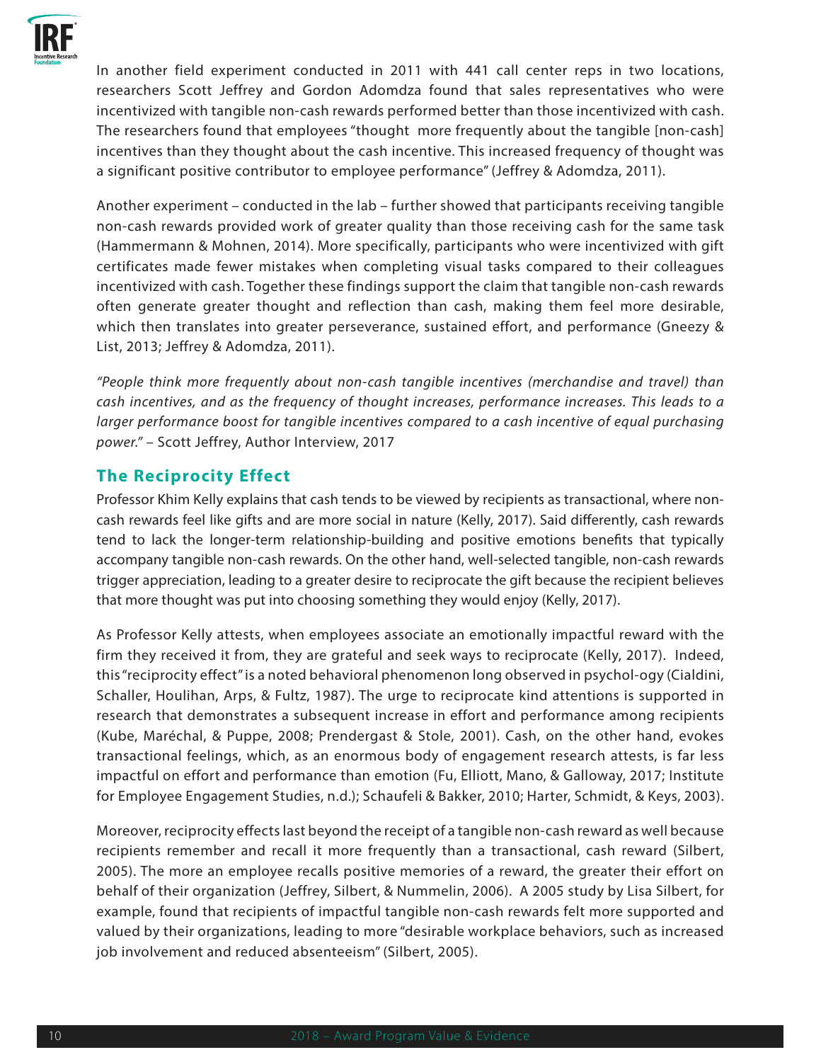In another field experiment conducted in 2011 with 441 call center reps in two locations, researchers Scott Jeffrey and Gordon Adomdza found that sales representatives who were incentivized with tangible non-cash rewards performed better than those incentivized with cash. The researchers found that employees "thought more frequently about the tangible [non-cash] incentives than they thought about the cash incentive. This increased frequency of thought was a significant positive contributor to employee performance" (Jeffrey & Adomdza, 2011).

Another experiment – conducted in the lab – further showed that participants receiving tangible non-cash rewards provided work of greater quality than those receiving cash for the same task (Hammermann & Mohnen, 2014). More specifically, participants who were incentivized with gift certificates made fewer mistakes when completing visual tasks compared to their colleagues incentivized with cash. Together these findings support the claim that tangible non-cash rewards often generate greater thought and reflection than cash, making them feel more desirable, which then translates into greater perseverance, sustained effort, and performance (Gneezy & List, 2013; Jeffrey & Adomdza, 2011).

*"People think more frequently about non-cash tangible incentives (merchandise and travel) than cash incentives, and as the frequency of thought increases, performance increases. This leads to a larger performance boost for tangible incentives compared to a cash incentive of equal purchasing power."* – Scott Jeffrey, Author Interview, 2017

## The Reciprocity Effect

Professor Khim Kelly explains that cash tends to be viewed by recipients as transactional, where non-cash rewards feel like gifts and are more social in nature (Kelly, 2017). Said differently, cash rewards tend to lack the longer-term relationship-building and positive emotions benefits that typically accompany tangible non-cash rewards. On the other hand, well-selected tangible, non-cash rewards trigger appreciation, leading to a greater desire to reciprocate the gift because the recipient believes that more thought was put into choosing something they would enjoy (Kelly, 2017).

As Professor Kelly attests, when employees associate an emotionally impactful reward with the firm they received it from, they are grateful and seek ways to reciprocate (Kelly, 2017). Indeed, this "reciprocity effect" is a noted behavioral phenomenon long observed in psychol-ogy (Cialdini, Schaller, Houlihan, Arps, & Fultz, 1987). The urge to reciprocate kind attentions is supported in research that demonstrates a subsequent increase in effort and performance among recipients (Kube, Maréchal, & Puppe, 2008; Prendergast & Stole, 2001). Cash, on the other hand, evokes transactional feelings, which, as an enormous body of engagement research attests, is far less impactful on effort and performance than emotion (Fu, Elliott, Mano, & Galloway, 2017; Institute for Employee Engagement Studies, n.d.); Schaufeli & Bakker, 2010; Harter, Schmidt, & Keys, 2003).

Moreover, reciprocity effects last beyond the receipt of a tangible non-cash reward as well because recipients remember and recall it more frequently than a transactional, cash reward (Silbert, 2005). The more an employee recalls positive memories of a reward, the greater their effort on behalf of their organization (Jeffrey, Silbert, & Nummelin, 2006). A 2005 study by Lisa Silbert, for example, found that recipients of impactful tangible non-cash rewards felt more supported and valued by their organizations, leading to more "desirable workplace behaviors, such as increased job involvement and reduced absenteeism" (Silbert, 2005).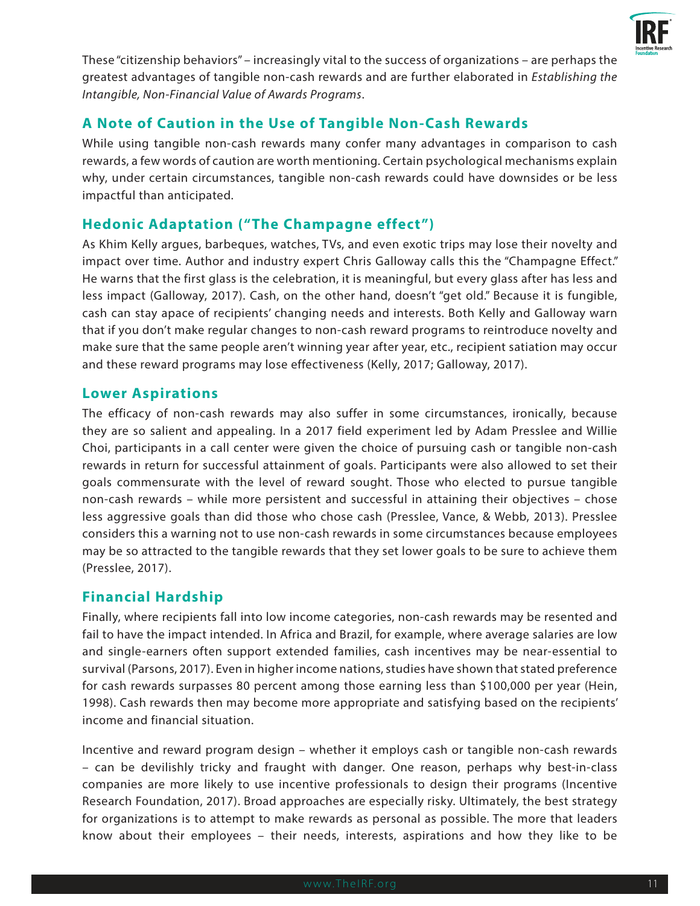These "citizenship behaviors" – increasingly vital to the success of organizations – are perhaps the greatest advantages of tangible non-cash rewards and are further elaborated in *Establishing the Intangible, Non-Financial Value of Awards Programs*.

## A Note of Caution in the Use of Tangible Non-Cash Rewards

While using tangible non-cash rewards many confer many advantages in comparison to cash rewards, a few words of caution are worth mentioning. Certain psychological mechanisms explain why, under certain circumstances, tangible non-cash rewards could have downsides or be less impactful than anticipated.

## Hedonic Adaptation ("The Champagne effect")

As Khim Kelly argues, barbeques, watches, TVs, and even exotic trips may lose their novelty and impact over time. Author and industry expert Chris Galloway calls this the "Champagne Effect." He warns that the first glass is the celebration, it is meaningful, but every glass after has less and less impact (Galloway, 2017). Cash, on the other hand, doesn't "get old." Because it is fungible, cash can stay apace of recipients' changing needs and interests. Both Kelly and Galloway warn that if you don't make regular changes to non-cash reward programs to reintroduce novelty and make sure that the same people aren't winning year after year, etc., recipient satiation may occur and these reward programs may lose effectiveness (Kelly, 2017; Galloway, 2017).

## Lower Aspirations

The efficacy of non-cash rewards may also suffer in some circumstances, ironically, because they are so salient and appealing. In a 2017 field experiment led by Adam Presslee and Willie Choi, participants in a call center were given the choice of pursuing cash or tangible non-cash rewards in return for successful attainment of goals. Participants were also allowed to set their goals commensurate with the level of reward sought. Those who elected to pursue tangible non-cash rewards – while more persistent and successful in attaining their objectives – chose less aggressive goals than did those who chose cash (Presslee, Vance, & Webb, 2013). Presslee considers this a warning not to use non-cash rewards in some circumstances because employees may be so attracted to the tangible rewards that they set lower goals to be sure to achieve them (Presslee, 2017).

## Financial Hardship

Finally, where recipients fall into low income categories, non-cash rewards may be resented and fail to have the impact intended. In Africa and Brazil, for example, where average salaries are low and single-earners often support extended families, cash incentives may be near-essential to survival (Parsons, 2017). Even in higher income nations, studies have shown that stated preference for cash rewards surpasses 80 percent among those earning less than $100,000 per year (Hein, 1998). Cash rewards then may become more appropriate and satisfying based on the recipients' income and financial situation.

Incentive and reward program design – whether it employs cash or tangible non-cash rewards – can be devilishly tricky and fraught with danger. One reason, perhaps why best-in-class companies are more likely to use incentive professionals to design their programs (Incentive Research Foundation, 2017). Broad approaches are especially risky. Ultimately, the best strategy for organizations is to attempt to make rewards as personal as possible. The more that leaders know about their employees – their needs, interests, aspirations and how they like to be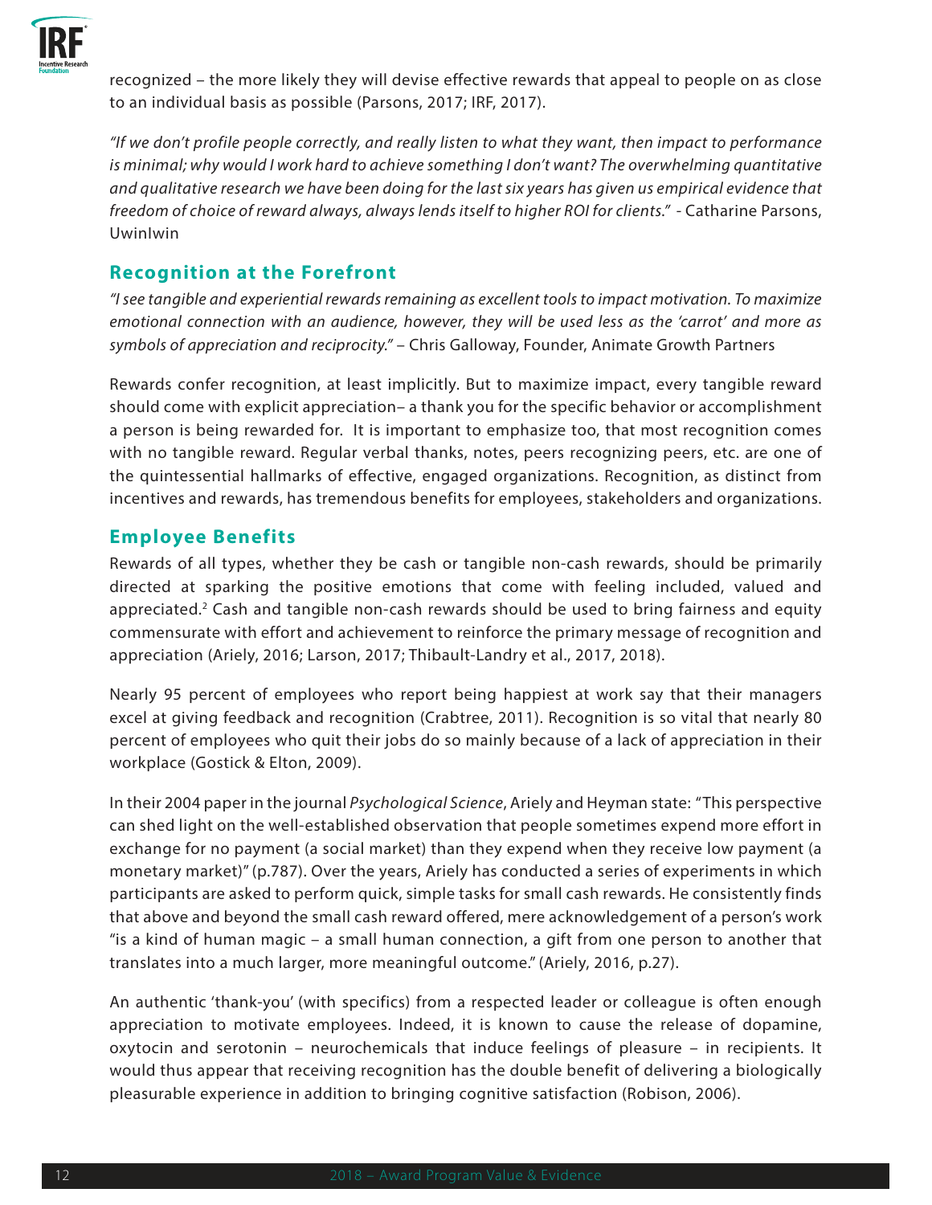recognized – the more likely they will devise effective rewards that appeal to people on as close to an individual basis as possible (Parsons, 2017; IRF, 2017).

*"If we don't profile people correctly, and really listen to what they want, then impact to performance is minimal; why would I work hard to achieve something I don't want? The overwhelming quantitative and qualitative research we have been doing for the last six years has given us empirical evidence that freedom of choice of reward always, always lends itself to higher ROI for clients."* - Catharine Parsons, UwinIwin

## Recognition at the Forefront

*"I see tangible and experiential rewards remaining as excellent tools to impact motivation. To maximize emotional connection with an audience, however, they will be used less as the 'carrot' and more as symbols of appreciation and reciprocity."* – Chris Galloway, Founder, Animate Growth Partners

Rewards confer recognition, at least implicitly. But to maximize impact, every tangible reward should come with explicit appreciation– a thank you for the specific behavior or accomplishment a person is being rewarded for. It is important to emphasize too, that most recognition comes with no tangible reward. Regular verbal thanks, notes, peers recognizing peers, etc. are one of the quintessential hallmarks of effective, engaged organizations. Recognition, as distinct from incentives and rewards, has tremendous benefits for employees, stakeholders and organizations.

## Employee Benefits

Rewards of all types, whether they be cash or tangible non-cash rewards, should be primarily directed at sparking the positive emotions that come with feeling included, valued and appreciated.[2] Cash and tangible non-cash rewards should be used to bring fairness and equity commensurate with effort and achievement to reinforce the primary message of recognition and appreciation (Ariely, 2016; Larson, 2017; Thibault-Landry et al., 2017, 2018).

Nearly 95 percent of employees who report being happiest at work say that their managers excel at giving feedback and recognition (Crabtree, 2011). Recognition is so vital that nearly 80 percent of employees who quit their jobs do so mainly because of a lack of appreciation in their workplace (Gostick & Elton, 2009).

In their 2004 paper in the journal *Psychological Science*, Ariely and Heyman state: "This perspective can shed light on the well-established observation that people sometimes expend more effort in exchange for no payment (a social market) than they expend when they receive low payment (a monetary market)" (p.787). Over the years, Ariely has conducted a series of experiments in which participants are asked to perform quick, simple tasks for small cash rewards. He consistently finds that above and beyond the small cash reward offered, mere acknowledgement of a person's work "is a kind of human magic – a small human connection, a gift from one person to another that translates into a much larger, more meaningful outcome." (Ariely, 2016, p.27).

An authentic 'thank-you' (with specifics) from a respected leader or colleague is often enough appreciation to motivate employees. Indeed, it is known to cause the release of dopamine, oxytocin and serotonin – neurochemicals that induce feelings of pleasure – in recipients. It would thus appear that receiving recognition has the double benefit of delivering a biologically pleasurable experience in addition to bringing cognitive satisfaction (Robison, 2006).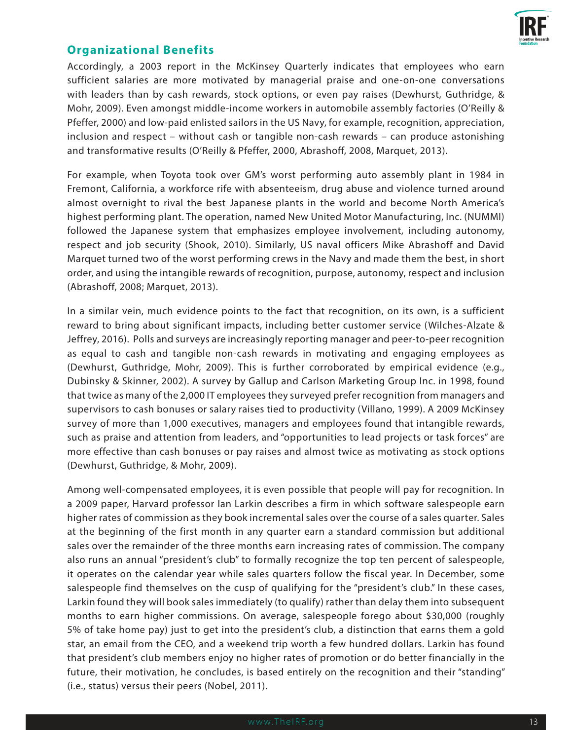## Organizational Benefits

Accordingly, a 2003 report in the McKinsey Quarterly indicates that employees who earn sufficient salaries are more motivated by managerial praise and one-on-one conversations with leaders than by cash rewards, stock options, or even pay raises (Dewhurst, Guthridge, & Mohr, 2009). Even amongst middle-income workers in automobile assembly factories (O'Reilly & Pfeffer, 2000) and low-paid enlisted sailors in the US Navy, for example, recognition, appreciation, inclusion and respect – without cash or tangible non-cash rewards – can produce astonishing and transformative results (O'Reilly & Pfeffer, 2000, Abrashoff, 2008, Marquet, 2013).

For example, when Toyota took over GM's worst performing auto assembly plant in 1984 in Fremont, California, a workforce rife with absenteeism, drug abuse and violence turned around almost overnight to rival the best Japanese plants in the world and become North America's highest performing plant. The operation, named New United Motor Manufacturing, Inc. (NUMMI) followed the Japanese system that emphasizes employee involvement, including autonomy, respect and job security (Shook, 2010). Similarly, US naval officers Mike Abrashoff and David Marquet turned two of the worst performing crews in the Navy and made them the best, in short order, and using the intangible rewards of recognition, purpose, autonomy, respect and inclusion (Abrashoff, 2008; Marquet, 2013).

In a similar vein, much evidence points to the fact that recognition, on its own, is a sufficient reward to bring about significant impacts, including better customer service (Wilches-Alzate & Jeffrey, 2016). Polls and surveys are increasingly reporting manager and peer-to-peer recognition as equal to cash and tangible non-cash rewards in motivating and engaging employees as (Dewhurst, Guthridge, Mohr, 2009). This is further corroborated by empirical evidence (e.g., Dubinsky & Skinner, 2002). A survey by Gallup and Carlson Marketing Group Inc. in 1998, found that twice as many of the 2,000 IT employees they surveyed prefer recognition from managers and supervisors to cash bonuses or salary raises tied to productivity (Villano, 1999). A 2009 McKinsey survey of more than 1,000 executives, managers and employees found that intangible rewards, such as praise and attention from leaders, and "opportunities to lead projects or task forces" are more effective than cash bonuses or pay raises and almost twice as motivating as stock options (Dewhurst, Guthridge, & Mohr, 2009).

Among well-compensated employees, it is even possible that people will pay for recognition. In a 2009 paper, Harvard professor Ian Larkin describes a firm in which software salespeople earn higher rates of commission as they book incremental sales over the course of a sales quarter. Sales at the beginning of the first month in any quarter earn a standard commission but additional sales over the remainder of the three months earn increasing rates of commission. The company also runs an annual "president's club" to formally recognize the top ten percent of salespeople, it operates on the calendar year while sales quarters follow the fiscal year. In December, some salespeople find themselves on the cusp of qualifying for the "president's club." In these cases, Larkin found they will book sales immediately (to qualify) rather than delay them into subsequent months to earn higher commissions. On average, salespeople forego about $30,000 (roughly 5% of take home pay) just to get into the president's club, a distinction that earns them a gold star, an email from the CEO, and a weekend trip worth a few hundred dollars. Larkin has found that president's club members enjoy no higher rates of promotion or do better financially in the future, their motivation, he concludes, is based entirely on the recognition and their "standing" (i.e., status) versus their peers (Nobel, 2011).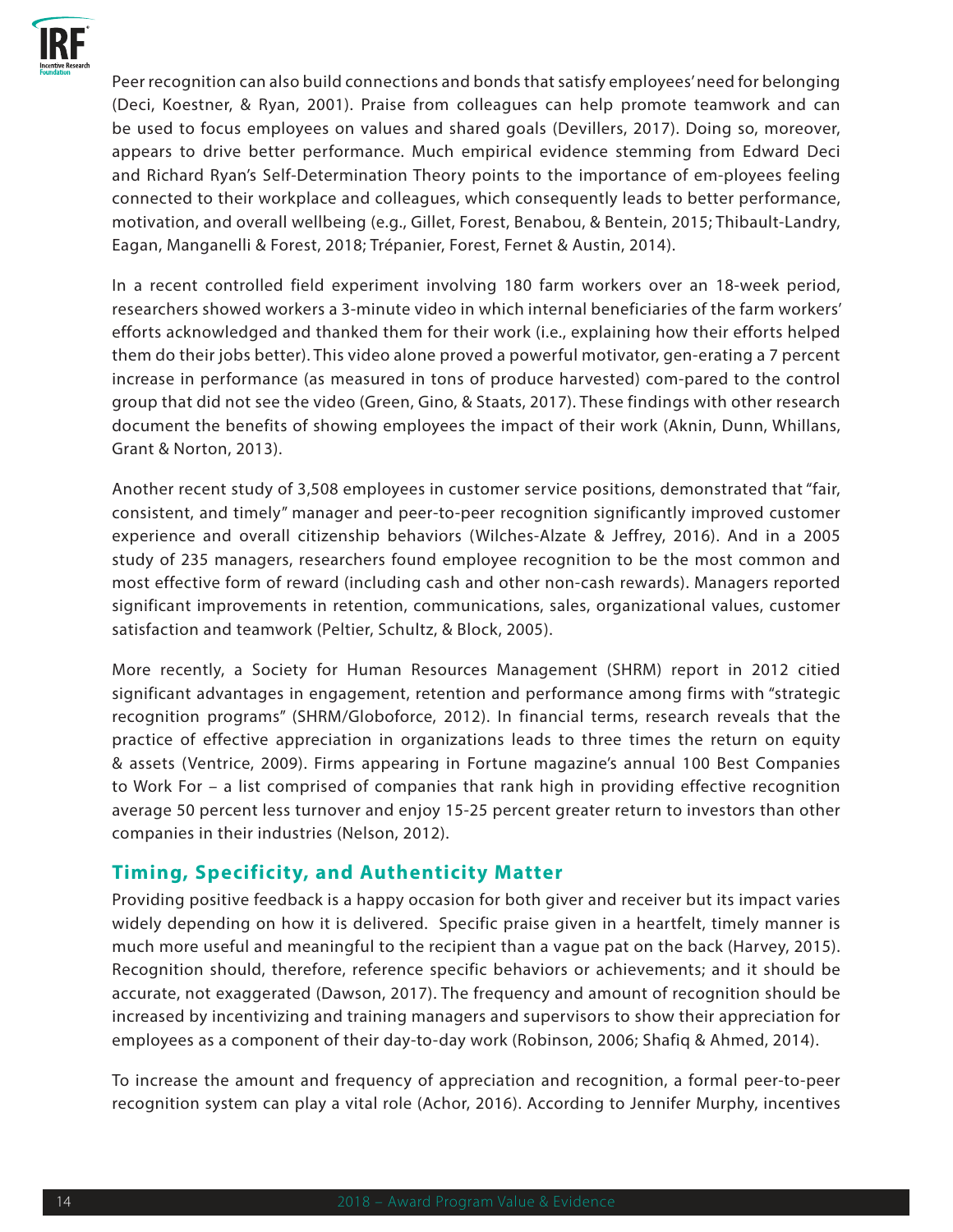Peer recognition can also build connections and bonds that satisfy employees' need for belonging (Deci, Koestner, & Ryan, 2001). Praise from colleagues can help promote teamwork and can be used to focus employees on values and shared goals (Devillers, 2017). Doing so, moreover, appears to drive better performance. Much empirical evidence stemming from Edward Deci and Richard Ryan's Self-Determination Theory points to the importance of em-ployees feeling connected to their workplace and colleagues, which consequently leads to better performance, motivation, and overall wellbeing (e.g., Gillet, Forest, Benabou, & Bentein, 2015; Thibault-Landry, Eagan, Manganelli & Forest, 2018; Trépanier, Forest, Fernet & Austin, 2014).

In a recent controlled field experiment involving 180 farm workers over an 18-week period, researchers showed workers a 3-minute video in which internal beneficiaries of the farm workers' efforts acknowledged and thanked them for their work (i.e., explaining how their efforts helped them do their jobs better). This video alone proved a powerful motivator, gen-erating a 7 percent increase in performance (as measured in tons of produce harvested) com-pared to the control group that did not see the video (Green, Gino, & Staats, 2017). These findings with other research document the benefits of showing employees the impact of their work (Aknin, Dunn, Whillans, Grant & Norton, 2013).

Another recent study of 3,508 employees in customer service positions, demonstrated that "fair, consistent, and timely" manager and peer-to-peer recognition significantly improved customer experience and overall citizenship behaviors (Wilches-Alzate & Jeffrey, 2016). And in a 2005 study of 235 managers, researchers found employee recognition to be the most common and most effective form of reward (including cash and other non-cash rewards). Managers reported significant improvements in retention, communications, sales, organizational values, customer satisfaction and teamwork (Peltier, Schultz, & Block, 2005).

More recently, a Society for Human Resources Management (SHRM) report in 2012 citied significant advantages in engagement, retention and performance among firms with "strategic recognition programs" (SHRM/Globoforce, 2012). In financial terms, research reveals that the practice of effective appreciation in organizations leads to three times the return on equity & assets (Ventrice, 2009). Firms appearing in Fortune magazine's annual 100 Best Companies to Work For – a list comprised of companies that rank high in providing effective recognition average 50 percent less turnover and enjoy 15-25 percent greater return to investors than other companies in their industries (Nelson, 2012).

## Timing, Specificity, and Authenticity Matter

Providing positive feedback is a happy occasion for both giver and receiver but its impact varies widely depending on how it is delivered. Specific praise given in a heartfelt, timely manner is much more useful and meaningful to the recipient than a vague pat on the back (Harvey, 2015). Recognition should, therefore, reference specific behaviors or achievements; and it should be accurate, not exaggerated (Dawson, 2017). The frequency and amount of recognition should be increased by incentivizing and training managers and supervisors to show their appreciation for employees as a component of their day-to-day work (Robinson, 2006; Shafiq & Ahmed, 2014).

To increase the amount and frequency of appreciation and recognition, a formal peer-to-peer recognition system can play a vital role (Achor, 2016). According to Jennifer Murphy, incentives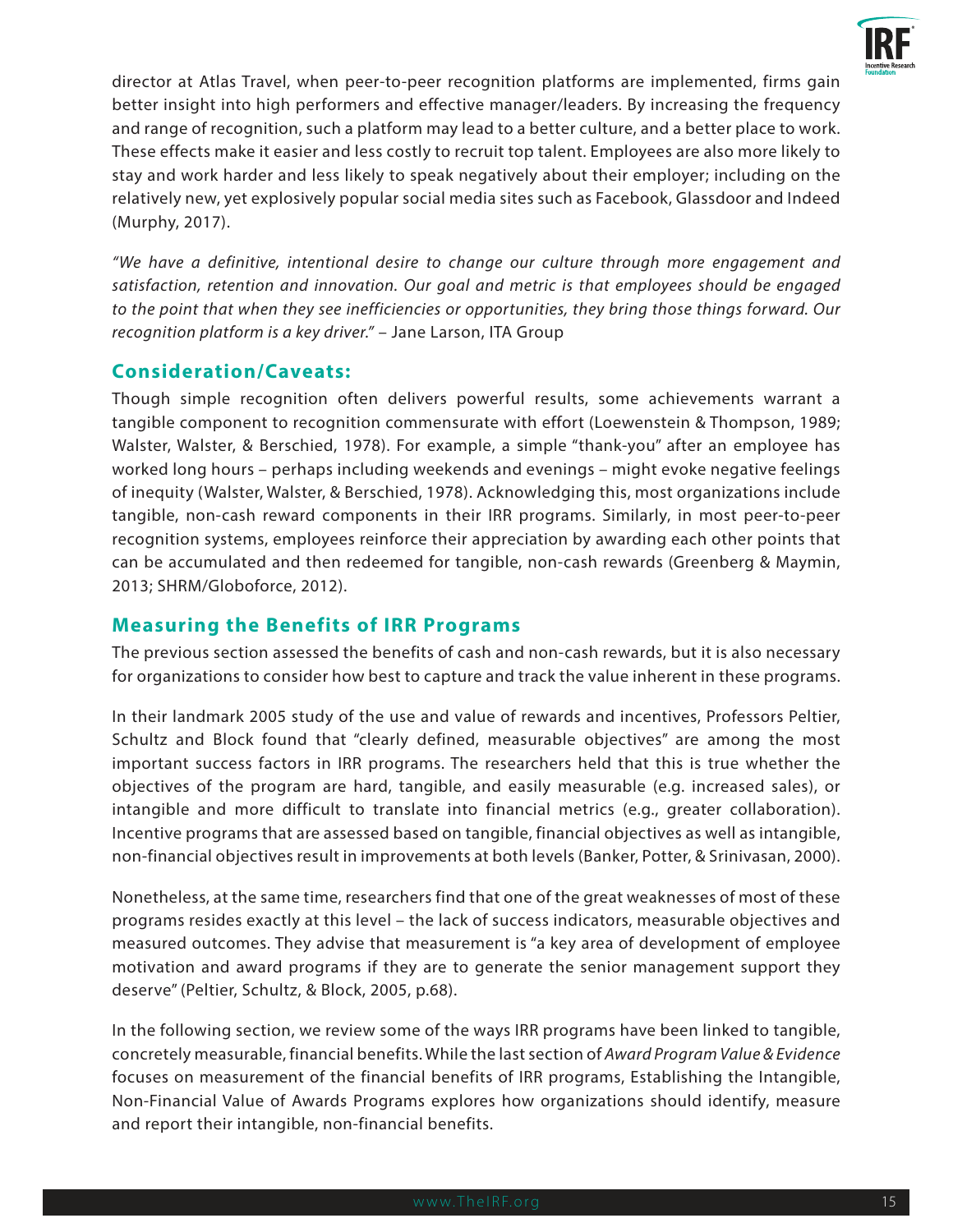director at Atlas Travel, when peer-to-peer recognition platforms are implemented, firms gain better insight into high performers and effective manager/leaders. By increasing the frequency and range of recognition, such a platform may lead to a better culture, and a better place to work. These effects make it easier and less costly to recruit top talent. Employees are also more likely to stay and work harder and less likely to speak negatively about their employer; including on the relatively new, yet explosively popular social media sites such as Facebook, Glassdoor and Indeed (Murphy, 2017).

*"We have a definitive, intentional desire to change our culture through more engagement and satisfaction, retention and innovation. Our goal and metric is that employees should be engaged to the point that when they see inefficiencies or opportunities, they bring those things forward. Our recognition platform is a key driver."* – Jane Larson, ITA Group

## Consideration/Caveats:

Though simple recognition often delivers powerful results, some achievements warrant a tangible component to recognition commensurate with effort (Loewenstein & Thompson, 1989; Walster, Walster, & Berschied, 1978). For example, a simple "thank-you" after an employee has worked long hours – perhaps including weekends and evenings – might evoke negative feelings of inequity (Walster, Walster, & Berschied, 1978). Acknowledging this, most organizations include tangible, non-cash reward components in their IRR programs. Similarly, in most peer-to-peer recognition systems, employees reinforce their appreciation by awarding each other points that can be accumulated and then redeemed for tangible, non-cash rewards (Greenberg & Maymin, 2013; SHRM/Globoforce, 2012).

## Measuring the Benefits of IRR Programs

The previous section assessed the benefits of cash and non-cash rewards, but it is also necessary for organizations to consider how best to capture and track the value inherent in these programs.

In their landmark 2005 study of the use and value of rewards and incentives, Professors Peltier, Schultz and Block found that "clearly defined, measurable objectives" are among the most important success factors in IRR programs. The researchers held that this is true whether the objectives of the program are hard, tangible, and easily measurable (e.g. increased sales), or intangible and more difficult to translate into financial metrics (e.g., greater collaboration). Incentive programs that are assessed based on tangible, financial objectives as well as intangible, non-financial objectives result in improvements at both levels (Banker, Potter, & Srinivasan, 2000).

Nonetheless, at the same time, researchers find that one of the great weaknesses of most of these programs resides exactly at this level – the lack of success indicators, measurable objectives and measured outcomes. They advise that measurement is "a key area of development of employee motivation and award programs if they are to generate the senior management support they deserve" (Peltier, Schultz, & Block, 2005, p.68).

In the following section, we review some of the ways IRR programs have been linked to tangible, concretely measurable, financial benefits. While the last section of *Award Program Value & Evidence* focuses on measurement of the financial benefits of IRR programs, Establishing the Intangible, Non-Financial Value of Awards Programs explores how organizations should identify, measure and report their intangible, non-financial benefits.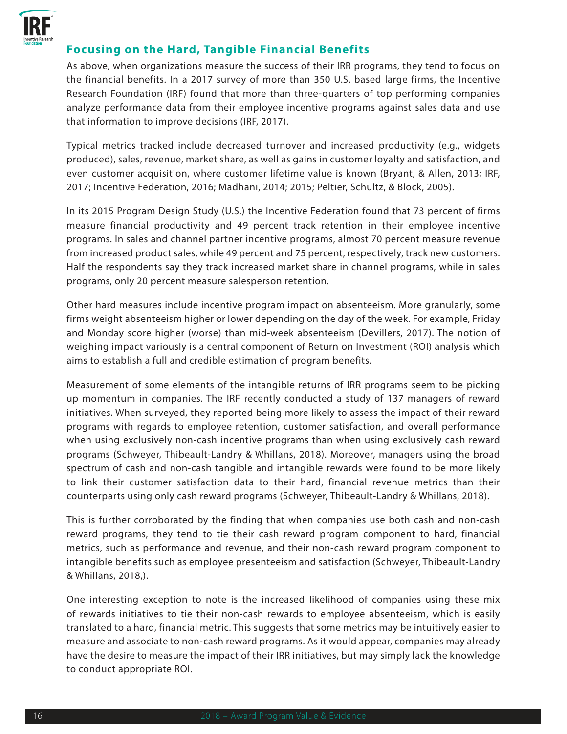## Focusing on the Hard, Tangible Financial Benefits

As above, when organizations measure the success of their IRR programs, they tend to focus on the financial benefits. In a 2017 survey of more than 350 U.S. based large firms, the Incentive Research Foundation (IRF) found that more than three-quarters of top performing companies analyze performance data from their employee incentive programs against sales data and use that information to improve decisions (IRF, 2017).

Typical metrics tracked include decreased turnover and increased productivity (e.g., widgets produced), sales, revenue, market share, as well as gains in customer loyalty and satisfaction, and even customer acquisition, where customer lifetime value is known (Bryant, & Allen, 2013; IRF, 2017; Incentive Federation, 2016; Madhani, 2014; 2015; Peltier, Schultz, & Block, 2005).

In its 2015 Program Design Study (U.S.) the Incentive Federation found that 73 percent of firms measure financial productivity and 49 percent track retention in their employee incentive programs. In sales and channel partner incentive programs, almost 70 percent measure revenue from increased product sales, while 49 percent and 75 percent, respectively, track new customers. Half the respondents say they track increased market share in channel programs, while in sales programs, only 20 percent measure salesperson retention.

Other hard measures include incentive program impact on absenteeism. More granularly, some firms weight absenteeism higher or lower depending on the day of the week. For example, Friday and Monday score higher (worse) than mid-week absenteeism (Devillers, 2017). The notion of weighing impact variously is a central component of Return on Investment (ROI) analysis which aims to establish a full and credible estimation of program benefits.

Measurement of some elements of the intangible returns of IRR programs seem to be picking up momentum in companies. The IRF recently conducted a study of 137 managers of reward initiatives. When surveyed, they reported being more likely to assess the impact of their reward programs with regards to employee retention, customer satisfaction, and overall performance when using exclusively non-cash incentive programs than when using exclusively cash reward programs (Schweyer, Thibeault-Landry & Whillans, 2018). Moreover, managers using the broad spectrum of cash and non-cash tangible and intangible rewards were found to be more likely to link their customer satisfaction data to their hard, financial revenue metrics than their counterparts using only cash reward programs (Schweyer, Thibeault-Landry & Whillans, 2018).

This is further corroborated by the finding that when companies use both cash and non-cash reward programs, they tend to tie their cash reward program component to hard, financial metrics, such as performance and revenue, and their non-cash reward program component to intangible benefits such as employee presenteeism and satisfaction (Schweyer, Thibeault-Landry & Whillans, 2018,).

One interesting exception to note is the increased likelihood of companies using these mix of rewards initiatives to tie their non-cash rewards to employee absenteeism, which is easily translated to a hard, financial metric. This suggests that some metrics may be intuitively easier to measure and associate to non-cash reward programs. As it would appear, companies may already have the desire to measure the impact of their IRR initiatives, but may simply lack the knowledge to conduct appropriate ROI.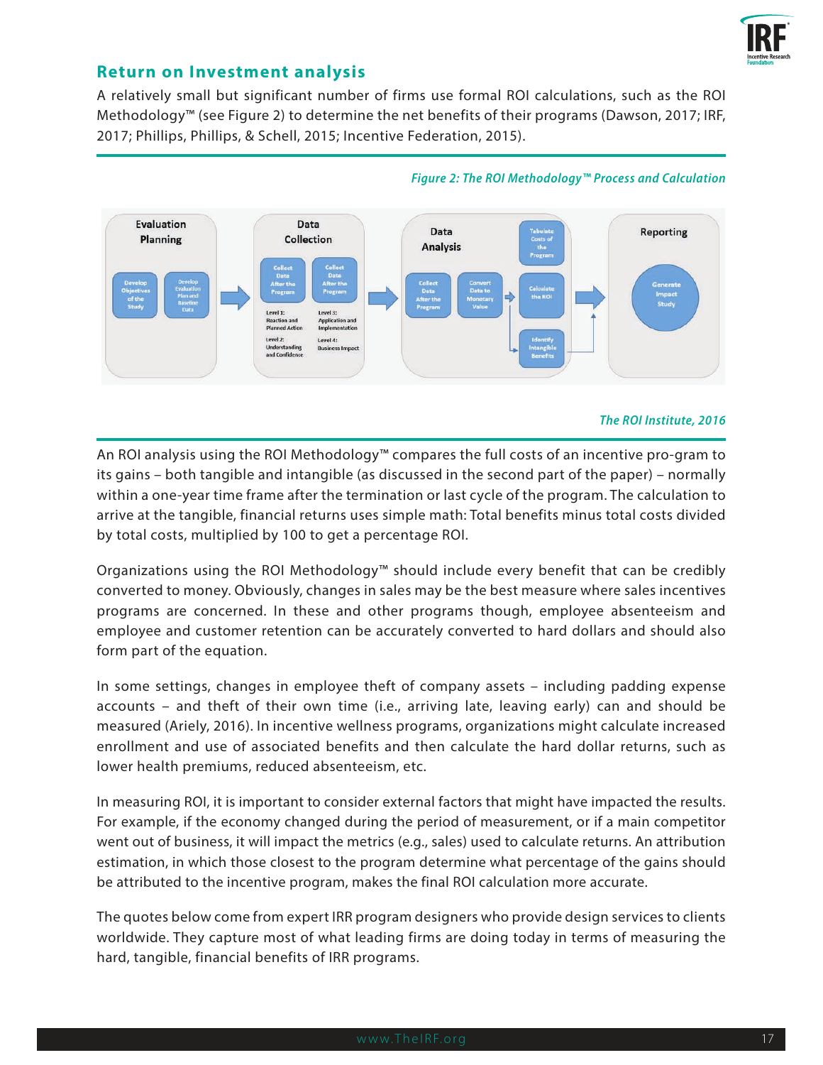## Return on Investment analysis

A relatively small but significant number of firms use formal ROI calculations, such as the ROI Methodology™ (see Figure 2) to determine the net benefits of their programs (Dawson, 2017; IRF, 2017; Phillips, Phillips, & Schell, 2015; Incentive Federation, 2015).

*Figure 2: The ROI Methodology™ Process and Calculation*

**Evaluation Planning**
- Develop Objectives of the Study
- Develop Evaluation Plan and Baseline Data

**Data Collection**
- Collect Data After the Program
- Collect Data After the Program

Level 1: Reaction and Planned Action
Level 2: Understanding and Confidence
Level 3: Application and Implementation
Level 4: Business Impact

**Data Analysis**
- Collect Data After the Program
- Convert Data to Monetary Value
- Tabulate Costs of the Program
- Calculate the ROI
- Identify Intangible Benefits

**Reporting**
- Generate Impact Study

*The ROI Institute, 2016*

An ROI analysis using the ROI Methodology™ compares the full costs of an incentive pro-gram to its gains – both tangible and intangible (as discussed in the second part of the paper) – normally within a one-year time frame after the termination or last cycle of the program. The calculation to arrive at the tangible, financial returns uses simple math: Total benefits minus total costs divided by total costs, multiplied by 100 to get a percentage ROI.

Organizations using the ROI Methodology™ should include every benefit that can be credibly converted to money. Obviously, changes in sales may be the best measure where sales incentives programs are concerned. In these and other programs though, employee absenteeism and employee and customer retention can be accurately converted to hard dollars and should also form part of the equation.

In some settings, changes in employee theft of company assets – including padding expense accounts – and theft of their own time (i.e., arriving late, leaving early) can and should be measured (Ariely, 2016). In incentive wellness programs, organizations might calculate increased enrollment and use of associated benefits and then calculate the hard dollar returns, such as lower health premiums, reduced absenteeism, etc.

In measuring ROI, it is important to consider external factors that might have impacted the results. For example, if the economy changed during the period of measurement, or if a main competitor went out of business, it will impact the metrics (e.g., sales) used to calculate returns. An attribution estimation, in which those closest to the program determine what percentage of the gains should be attributed to the incentive program, makes the final ROI calculation more accurate.

The quotes below come from expert IRR program designers who provide design services to clients worldwide. They capture most of what leading firms are doing today in terms of measuring the hard, tangible, financial benefits of IRR programs.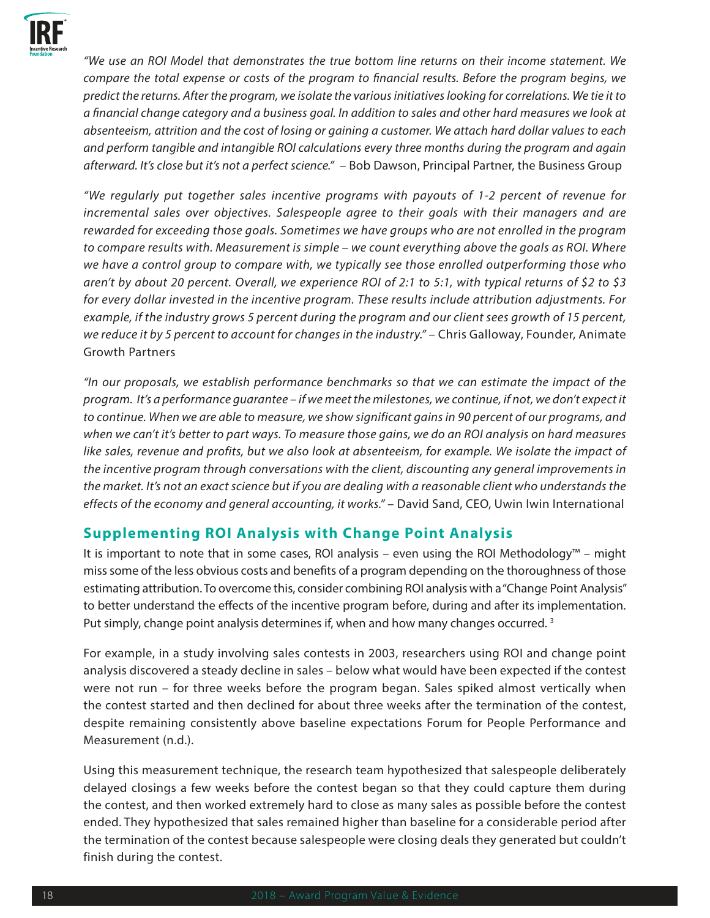*"We use an ROI Model that demonstrates the true bottom line returns on their income statement. We compare the total expense or costs of the program to financial results. Before the program begins, we predict the returns. After the program, we isolate the various initiatives looking for correlations. We tie it to a financial change category and a business goal. In addition to sales and other hard measures we look at absenteeism, attrition and the cost of losing or gaining a customer. We attach hard dollar values to each and perform tangible and intangible ROI calculations every three months during the program and again afterward. It's close but it's not a perfect science."* – Bob Dawson, Principal Partner, the Business Group

*"We regularly put together sales incentive programs with payouts of 1-2 percent of revenue for incremental sales over objectives. Salespeople agree to their goals with their managers and are rewarded for exceeding those goals. Sometimes we have groups who are not enrolled in the program to compare results with. Measurement is simple – we count everything above the goals as ROI. Where we have a control group to compare with, we typically see those enrolled outperforming those who aren't by about 20 percent. Overall, we experience ROI of 2:1 to 5:1, with typical returns of $2 to $3 for every dollar invested in the incentive program. These results include attribution adjustments. For example, if the industry grows 5 percent during the program and our client sees growth of 15 percent, we reduce it by 5 percent to account for changes in the industry."* – Chris Galloway, Founder, Animate Growth Partners

*"In our proposals, we establish performance benchmarks so that we can estimate the impact of the program. It's a performance guarantee – if we meet the milestones, we continue, if not, we don't expect it to continue. When we are able to measure, we show significant gains in 90 percent of our programs, and when we can't it's better to part ways. To measure those gains, we do an ROI analysis on hard measures like sales, revenue and profits, but we also look at absenteeism, for example. We isolate the impact of the incentive program through conversations with the client, discounting any general improvements in the market. It's not an exact science but if you are dealing with a reasonable client who understands the effects of the economy and general accounting, it works."* – David Sand, CEO, Uwin Iwin International

## Supplementing ROI Analysis with Change Point Analysis

It is important to note that in some cases, ROI analysis – even using the ROI Methodology™ – might miss some of the less obvious costs and benefits of a program depending on the thoroughness of those estimating attribution. To overcome this, consider combining ROI analysis with a "Change Point Analysis" to better understand the effects of the incentive program before, during and after its implementation. Put simply, change point analysis determines if, when and how many changes occurred. [3]

For example, in a study involving sales contests in 2003, researchers using ROI and change point analysis discovered a steady decline in sales – below what would have been expected if the contest were not run – for three weeks before the program began. Sales spiked almost vertically when the contest started and then declined for about three weeks after the termination of the contest, despite remaining consistently above baseline expectations Forum for People Performance and Measurement (n.d.).

Using this measurement technique, the research team hypothesized that salespeople deliberately delayed closings a few weeks before the contest began so that they could capture them during the contest, and then worked extremely hard to close as many sales as possible before the contest ended. They hypothesized that sales remained higher than baseline for a considerable period after the termination of the contest because salespeople were closing deals they generated but couldn't finish during the contest.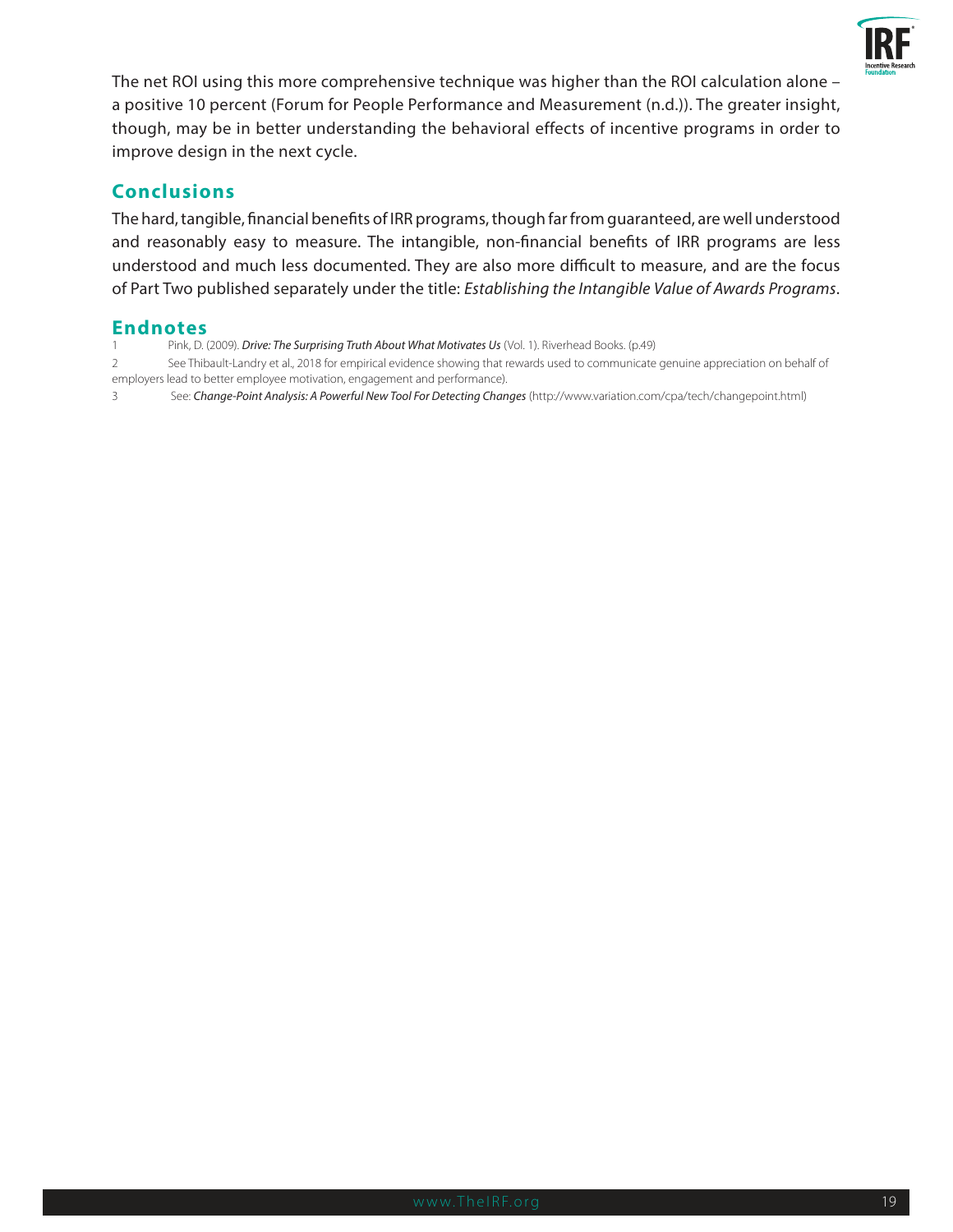The net ROI using this more comprehensive technique was higher than the ROI calculation alone – a positive 10 percent (Forum for People Performance and Measurement (n.d.)). The greater insight, though, may be in better understanding the behavioral effects of incentive programs in order to improve design in the next cycle.

## Conclusions

The hard, tangible, financial benefits of IRR programs, though far from guaranteed, are well understood and reasonably easy to measure. The intangible, non-financial benefits of IRR programs are less understood and much less documented. They are also more difficult to measure, and are the focus of Part Two published separately under the title: *Establishing the Intangible Value of Awards Programs*.

## Endnotes

1 Pink, D. (2009). ***Drive: The Surprising Truth About What Motivates Us*** (Vol. 1). Riverhead Books. (p.49)

2 See Thibault-Landry et al., 2018 for empirical evidence showing that rewards used to communicate genuine appreciation on behalf of employers lead to better employee motivation, engagement and performance).

3 See: ***Change-Point Analysis: A Powerful New Tool For Detecting Changes*** (http://www.variation.com/cpa/tech/changepoint.html)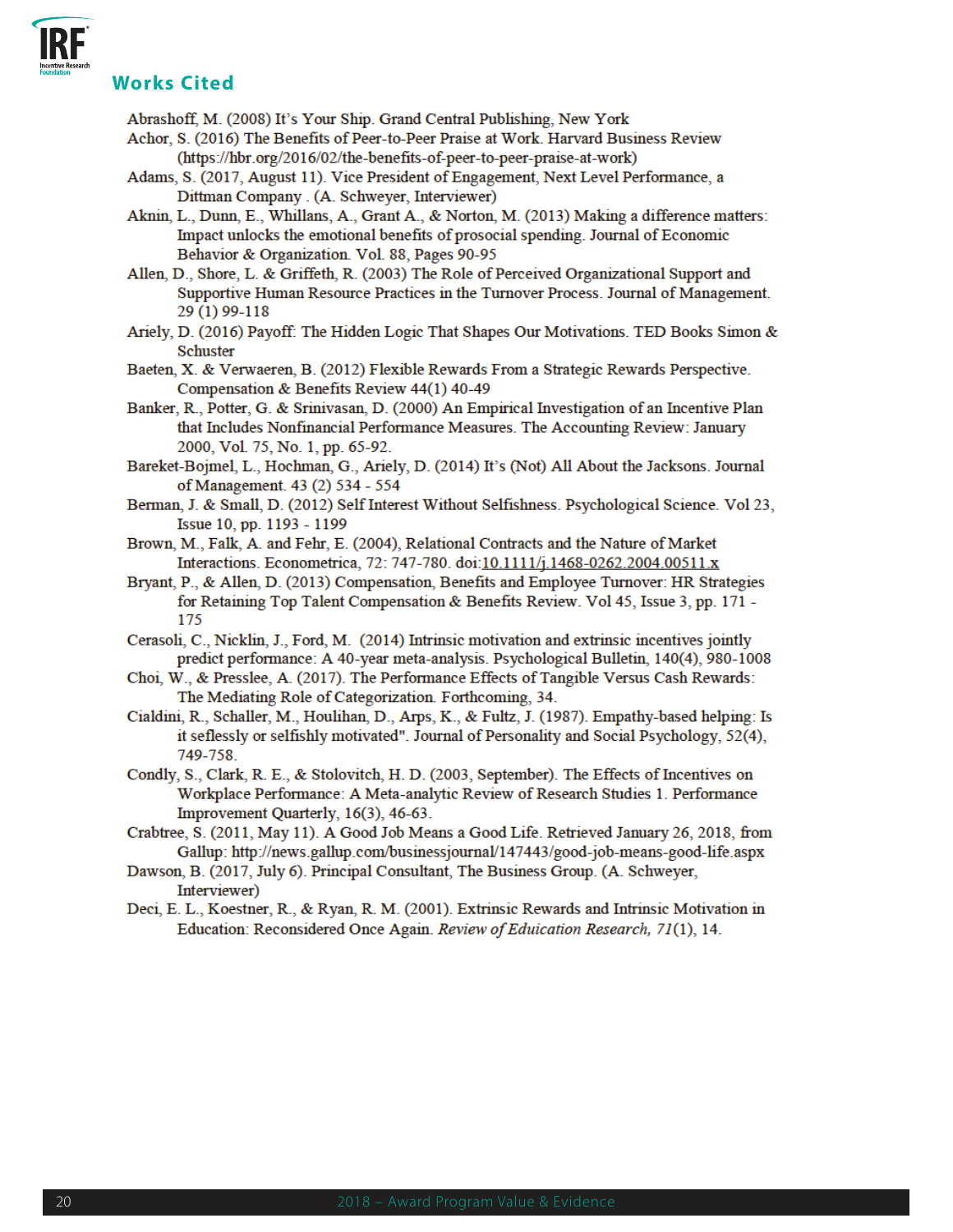## Works Cited

Abrashoff, M. (2008) It's Your Ship. Grand Central Publishing, New York

Achor, S. (2016) The Benefits of Peer-to-Peer Praise at Work. Harvard Business Review (https://hbr.org/2016/02/the-benefits-of-peer-to-peer-praise-at-work)

Adams, S. (2017, August 11). Vice President of Engagement, Next Level Performance, a Dittman Company . (A. Schweyer, Interviewer)

Aknin, L., Dunn, E., Whillans, A., Grant A., & Norton, M. (2013) Making a difference matters: Impact unlocks the emotional benefits of prosocial spending. Journal of Economic Behavior & Organization. Vol. 88, Pages 90-95

Allen, D., Shore, L. & Griffeth, R. (2003) The Role of Perceived Organizational Support and Supportive Human Resource Practices in the Turnover Process. Journal of Management. 29 (1) 99-118

Ariely, D. (2016) Payoff: The Hidden Logic That Shapes Our Motivations. TED Books Simon & Schuster

Baeten, X. & Verwaeren, B. (2012) Flexible Rewards From a Strategic Rewards Perspective. Compensation & Benefits Review 44(1) 40-49

Banker, R., Potter, G. & Srinivasan, D. (2000) An Empirical Investigation of an Incentive Plan that Includes Nonfinancial Performance Measures. The Accounting Review: January 2000, Vol. 75, No. 1, pp. 65-92.

Bareket-Bojmel, L., Hochman, G., Ariely, D. (2014) It's (Not) All About the Jacksons. Journal of Management. 43 (2) 534 - 554

Berman, J. & Small, D. (2012) Self Interest Without Selfishness. Psychological Science. Vol 23, Issue 10, pp. 1193 - 1199

Brown, M., Falk, A. and Fehr, E. (2004), Relational Contracts and the Nature of Market Interactions. Econometrica, 72: 747-780. doi:10.1111/j.1468-0262.2004.00511.x

Bryant, P., & Allen, D. (2013) Compensation, Benefits and Employee Turnover: HR Strategies for Retaining Top Talent Compensation & Benefits Review. Vol 45, Issue 3, pp. 171 - 175

Cerasoli, C., Nicklin, J., Ford, M. (2014) Intrinsic motivation and extrinsic incentives jointly predict performance: A 40-year meta-analysis. Psychological Bulletin, 140(4), 980-1008

Choi, W., & Presslee, A. (2017). The Performance Effects of Tangible Versus Cash Rewards: The Mediating Role of Categorization. Forthcoming, 34.

Cialdini, R., Schaller, M., Houlihan, D., Arps, K., & Fultz, J. (1987). Empathy-based helping: Is it seflessly or selfishly motivated". Journal of Personality and Social Psychology, 52(4), 749-758.

Condly, S., Clark, R. E., & Stolovitch, H. D. (2003, September). The Effects of Incentives on Workplace Performance: A Meta-analytic Review of Research Studies 1. Performance Improvement Quarterly, 16(3), 46-63.

Crabtree, S. (2011, May 11). A Good Job Means a Good Life. Retrieved January 26, 2018, from Gallup: http://news.gallup.com/businessjournal/147443/good-job-means-good-life.aspx

Dawson, B. (2017, July 6). Principal Consultant, The Business Group. (A. Schweyer, Interviewer)

Deci, E. L., Koestner, R., & Ryan, R. M. (2001). Extrinsic Rewards and Intrinsic Motivation in Education: Reconsidered Once Again. *Review of Education Research, 71*(1), 14.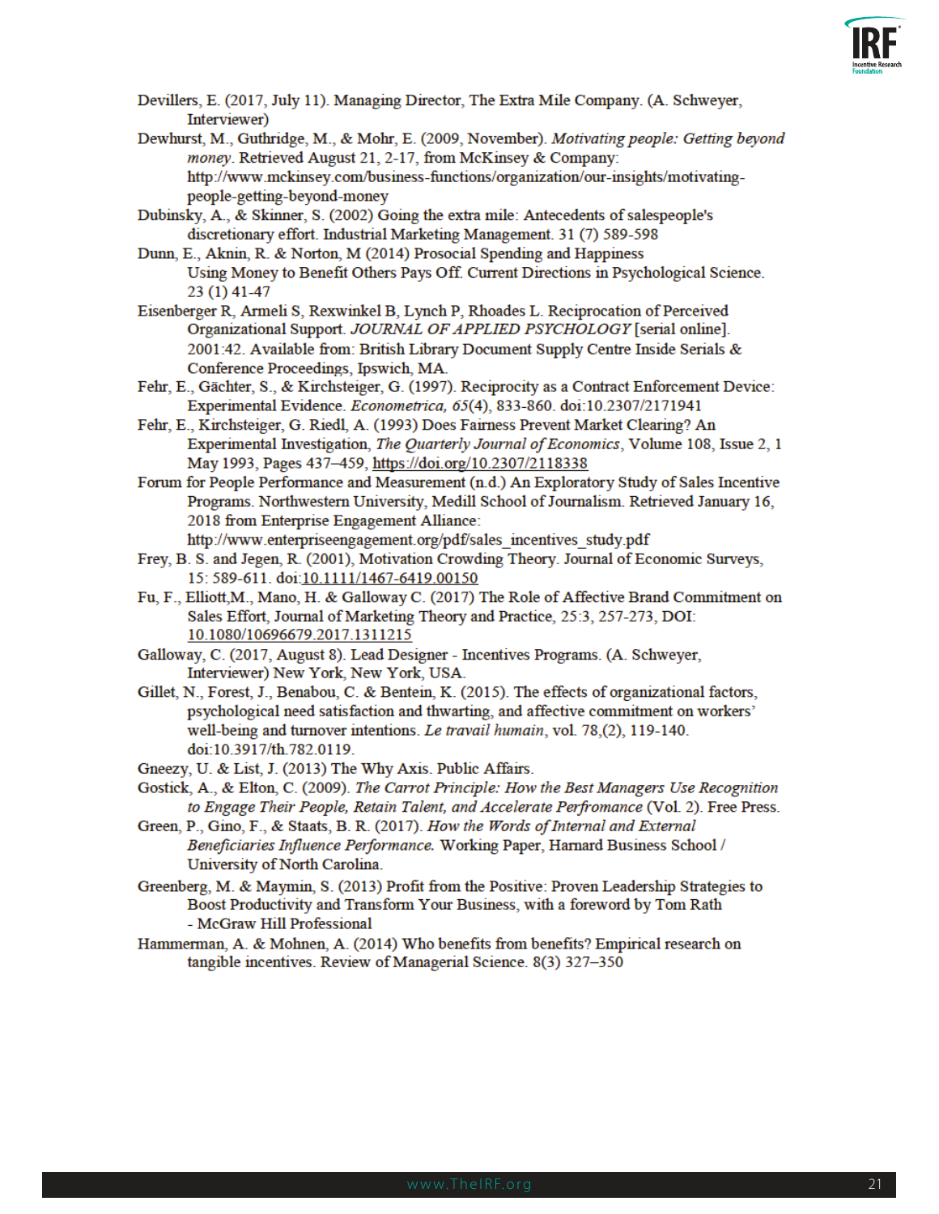Devillers, E. (2017, July 11). Managing Director, The Extra Mile Company. (A. Schweyer, Interviewer)

Dewhurst, M., Guthridge, M., & Mohr, E. (2009, November). *Motivating people: Getting beyond money*. Retrieved August 21, 2-17, from McKinsey & Company: http://www.mckinsey.com/business-functions/organization/our-insights/motivating-people-getting-beyond-money

Dubinsky, A., & Skinner, S. (2002) Going the extra mile: Antecedents of salespeople's discretionary effort. Industrial Marketing Management. 31 (7) 589-598

Dunn, E., Aknin, R. & Norton, M (2014) Prosocial Spending and Happiness Using Money to Benefit Others Pays Off. Current Directions in Psychological Science. 23 (1) 41-47

Eisenberger R, Armeli S, Rexwinkel B, Lynch P, Rhoades L. Reciprocation of Perceived Organizational Support. *JOURNAL OF APPLIED PSYCHOLOGY* [serial online]. 2001:42. Available from: British Library Document Supply Centre Inside Serials & Conference Proceedings, Ipswich, MA.

Fehr, E., Gächter, S., & Kirchsteiger, G. (1997). Reciprocity as a Contract Enforcement Device: Experimental Evidence. *Econometrica, 65*(4), 833-860. doi:10.2307/2171941

Fehr, E., Kirchsteiger, G. Riedl, A. (1993) Does Fairness Prevent Market Clearing? An Experimental Investigation, *The Quarterly Journal of Economics*, Volume 108, Issue 2, 1 May 1993, Pages 437–459, https://doi.org/10.2307/2118338

Forum for People Performance and Measurement (n.d.) An Exploratory Study of Sales Incentive Programs. Northwestern University, Medill School of Journalism. Retrieved January 16, 2018 from Enterprise Engagement Alliance: http://www.enterpriseengagement.org/pdf/sales_incentives_study.pdf

Frey, B. S. and Jegen, R. (2001), Motivation Crowding Theory. Journal of Economic Surveys, 15: 589-611. doi:10.1111/1467-6419.00150

Fu, F., Elliott,M., Mano, H. & Galloway C. (2017) The Role of Affective Brand Commitment on Sales Effort, Journal of Marketing Theory and Practice, 25:3, 257-273, DOI: 10.1080/10696679.2017.1311215

Galloway, C. (2017, August 8). Lead Designer - Incentives Programs. (A. Schweyer, Interviewer) New York, New York, USA.

Gillet, N., Forest, J., Benabou, C. & Bentein, K. (2015). The effects of organizational factors, psychological need satisfaction and thwarting, and affective commitment on workers' well-being and turnover intentions. *Le travail humain*, vol. 78,(2), 119-140. doi:10.3917/th.782.0119.

Gneezy, U. & List, J. (2013) The Why Axis. Public Affairs.

Gostick, A., & Elton, C. (2009). *The Carrot Principle: How the Best Managers Use Recognition to Engage Their People, Retain Talent, and Accelerate Perfromance* (Vol. 2). Free Press.

Green, P., Gino, F., & Staats, B. R. (2017). *How the Words of Internal and External Beneficiaries Influence Performance.* Working Paper, Harnard Business School / University of North Carolina.

Greenberg, M. & Maymin, S. (2013) Profit from the Positive: Proven Leadership Strategies to Boost Productivity and Transform Your Business, with a foreword by Tom Rath - McGraw Hill Professional

Hammerman, A. & Mohnen, A. (2014) Who benefits from benefits? Empirical research on tangible incentives. Review of Managerial Science. 8(3) 327–350